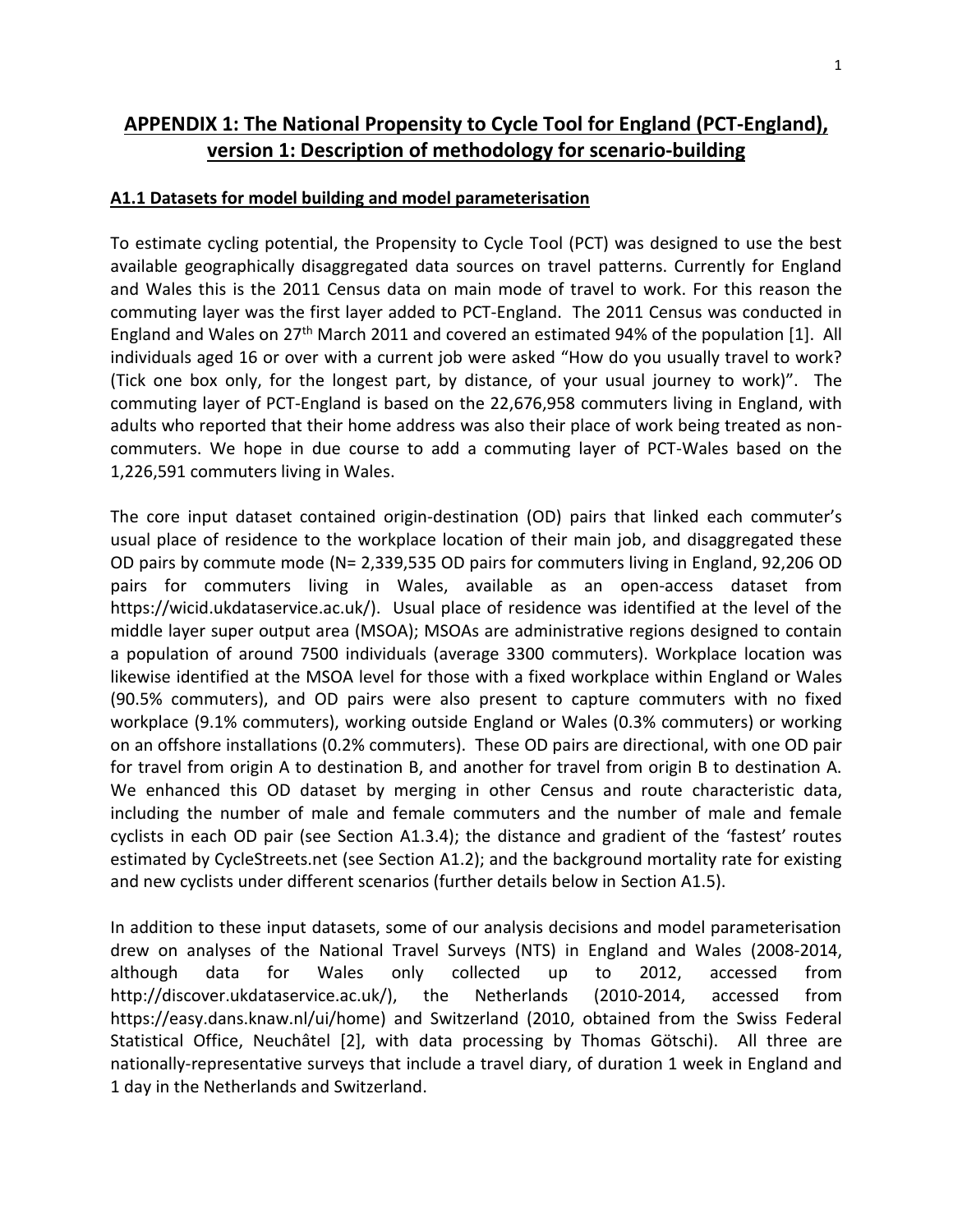# APPENDIX 1: The National Propensity to Cycle Tool for England (PCT-England), version 1: Description of methodology for scenario-building

## A1.1 Datasets for model building and model parameterisation

To estimate cycling potential, the Propensity to Cycle Tool (PCT) was designed to use the best available geographically disaggregated data sources on travel patterns. Currently for England and Wales this is the 2011 Census data on main mode of travel to work. For this reason the commuting layer was the first layer added to PCT-England. The 2011 Census was conducted in England and Wales on 27th March 2011 and covered an estimated 94% of the population [1]. All individuals aged 16 or over with a current job were asked "How do you usually travel to work? (Tick one box only, for the longest part, by distance, of your usual journey to work)". The commuting layer of PCT-England is based on the 22,676,958 commuters living in England, with adults who reported that their home address was also their place of work being treated as non-commuters. We hope in due course to add a commuting layer of PCT-Wales based on the 1,226,591 commuters living in Wales.

The core input dataset contained origin-destination (OD) pairs that linked each commuter's usual place of residence to the workplace location of their main job, and disaggregated these OD pairs by commute mode (N= 2,339,535 OD pairs for commuters living in England, 92,206 OD pairs for commuters living in Wales, available as an open-access dataset from https://wicid.ukdataservice.ac.uk/). Usual place of residence was identified at the level of the middle layer super output area (MSOA); MSOAs are administrative regions designed to contain a population of around 7500 individuals (average 3300 commuters). Workplace location was likewise identified at the MSOA level for those with a fixed workplace within England or Wales (90.5% commuters), and OD pairs were also present to capture commuters with no fixed workplace (9.1% commuters), working outside England or Wales (0.3% commuters) or working on an offshore installations (0.2% commuters). These OD pairs are directional, with one OD pair for travel from origin A to destination B, and another for travel from origin B to destination A. We enhanced this OD dataset by merging in other Census and route characteristic data, including the number of male and female commuters and the number of male and female cyclists in each OD pair (see Section A1.3.4); the distance and gradient of the 'fastest' routes estimated by CycleStreets.net (see Section A1.2); and the background mortality rate for existing and new cyclists under different scenarios (further details below in Section A1.5).

In addition to these input datasets, some of our analysis decisions and model parameterisation drew on analyses of the National Travel Surveys (NTS) in England and Wales (2008-2014, although data for Wales only collected up to 2012, accessed from http://discover.ukdataservice.ac.uk/), the Netherlands (2010-2014, accessed from https://easy.dans.knaw.nl/ui/home) and Switzerland (2010, obtained from the Swiss Federal Statistical Office, Neuchâtel [2], with data processing by Thomas Götschi). All three are nationally-representative surveys that include a travel diary, of duration 1 week in England and 1 day in the Netherlands and Switzerland.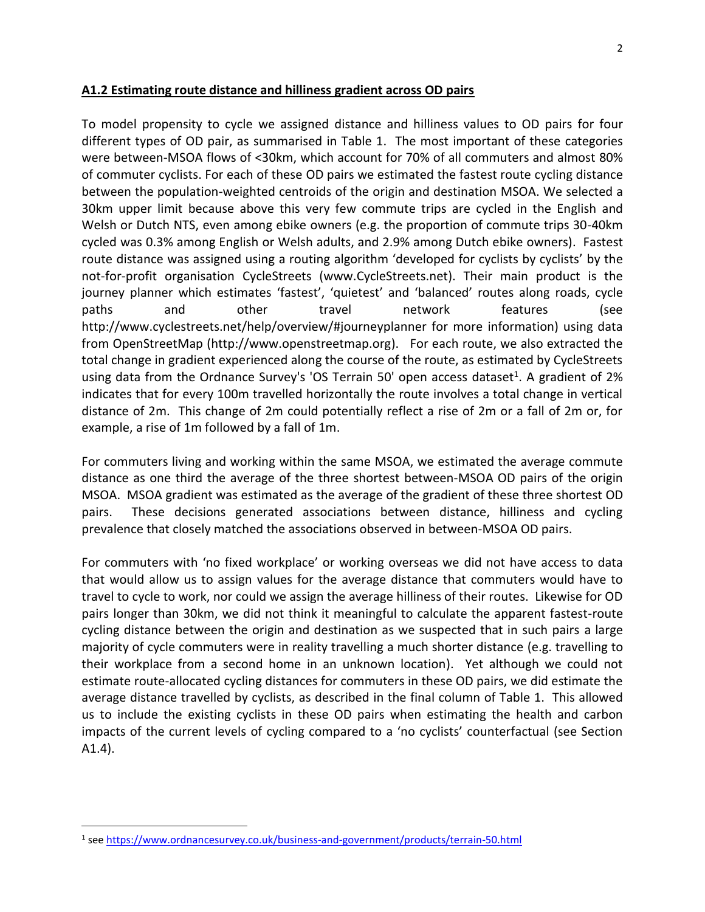## A1.2 Estimating route distance and hilliness gradient across OD pairs

To model propensity to cycle we assigned distance and hilliness values to OD pairs for four different types of OD pair, as summarised in Table 1. The most important of these categories were between-MSOA flows of <30km, which account for 70% of all commuters and almost 80% of commuter cyclists. For each of these OD pairs we estimated the fastest route cycling distance between the population-weighted centroids of the origin and destination MSOA. We selected a 30km upper limit because above this very few commute trips are cycled in the English and Welsh or Dutch NTS, even among ebike owners (e.g. the proportion of commute trips 30-40km cycled was 0.3% among English or Welsh adults, and 2.9% among Dutch ebike owners). Fastest route distance was assigned using a routing algorithm 'developed for cyclists by cyclists' by the not-for-profit organisation CycleStreets (www.CycleStreets.net). Their main product is the journey planner which estimates 'fastest', 'quietest' and 'balanced' routes along roads, cycle paths and other travel network features (see http://www.cyclestreets.net/help/overview/#journeyplanner for more information) using data from OpenStreetMap (http://www.openstreetmap.org). For each route, we also extracted the total change in gradient experienced along the course of the route, as estimated by CycleStreets using data from the Ordnance Survey's 'OS Terrain 50' open access dataset[1]. A gradient of 2% indicates that for every 100m travelled horizontally the route involves a total change in vertical distance of 2m. This change of 2m could potentially reflect a rise of 2m or a fall of 2m or, for example, a rise of 1m followed by a fall of 1m.

For commuters living and working within the same MSOA, we estimated the average commute distance as one third the average of the three shortest between-MSOA OD pairs of the origin MSOA. MSOA gradient was estimated as the average of the gradient of these three shortest OD pairs. These decisions generated associations between distance, hilliness and cycling prevalence that closely matched the associations observed in between-MSOA OD pairs.

For commuters with 'no fixed workplace' or working overseas we did not have access to data that would allow us to assign values for the average distance that commuters would have to travel to cycle to work, nor could we assign the average hilliness of their routes. Likewise for OD pairs longer than 30km, we did not think it meaningful to calculate the apparent fastest-route cycling distance between the origin and destination as we suspected that in such pairs a large majority of cycle commuters were in reality travelling a much shorter distance (e.g. travelling to their workplace from a second home in an unknown location). Yet although we could not estimate route-allocated cycling distances for commuters in these OD pairs, we did estimate the average distance travelled by cyclists, as described in the final column of Table 1. This allowed us to include the existing cyclists in these OD pairs when estimating the health and carbon impacts of the current levels of cycling compared to a 'no cyclists' counterfactual (see Section A1.4).

[1] see https://www.ordnancesurvey.co.uk/business-and-government/products/terrain-50.html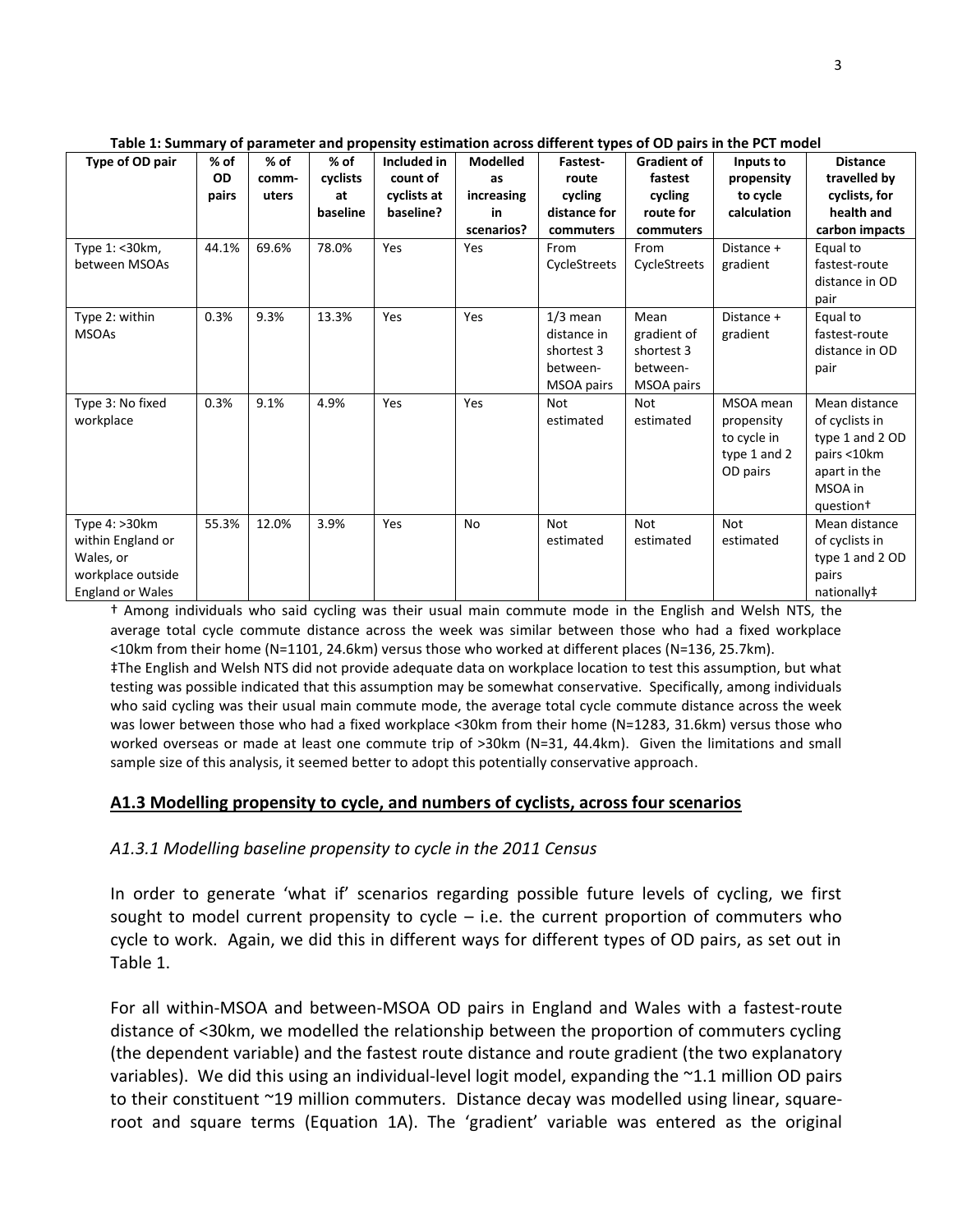**Table 1: Summary of parameter and propensity estimation across different types of OD pairs in the PCT model**

| Type of OD pair | % of OD pairs | % of commuters | % of cyclists at baseline | Included in count of cyclists at baseline? | Modelled as increasing in scenarios? | Fastest-route cycling distance for commuters | Gradient of fastest cycling route for commuters | Inputs to propensity to cycle calculation | Distance travelled by cyclists, for health and carbon impacts |
|---|---|---|---|---|---|---|---|---|---|
| Type 1: <30km, between MSOAs | 44.1% | 69.6% | 78.0% | Yes | Yes | From CycleStreets | From CycleStreets | Distance + gradient | Equal to fastest-route distance in OD pair |
| Type 2: within MSOAs | 0.3% | 9.3% | 13.3% | Yes | Yes | 1/3 mean distance in shortest 3 between-MSOA pairs | Mean gradient of shortest 3 between-MSOA pairs | Distance + gradient | Equal to fastest-route distance in OD pair |
| Type 3: No fixed workplace | 0.3% | 9.1% | 4.9% | Yes | Yes | Not estimated | Not estimated | MSOA mean propensity to cycle in type 1 and 2 OD pairs | Mean distance of cyclists in type 1 and 2 OD pairs <10km apart in the MSOA in question† |
| Type 4: >30km within England or Wales, or workplace outside England or Wales | 55.3% | 12.0% | 3.9% | Yes | No | Not estimated | Not estimated | Not estimated | Mean distance of cyclists in type 1 and 2 OD pairs nationally‡ |

† Among individuals who said cycling was their usual main commute mode in the English and Welsh NTS, the average total cycle commute distance across the week was similar between those who had a fixed workplace <10km from their home (N=1101, 24.6km) versus those who worked at different places (N=136, 25.7km).

‡The English and Welsh NTS did not provide adequate data on workplace location to test this assumption, but what testing was possible indicated that this assumption may be somewhat conservative. Specifically, among individuals who said cycling was their usual main commute mode, the average total cycle commute distance across the week was lower between those who had a fixed workplace <30km from their home (N=1283, 31.6km) versus those who worked overseas or made at least one commute trip of >30km (N=31, 44.4km). Given the limitations and small sample size of this analysis, it seemed better to adopt this potentially conservative approach.

## A1.3 Modelling propensity to cycle, and numbers of cyclists, across four scenarios

### *A1.3.1 Modelling baseline propensity to cycle in the 2011 Census*

In order to generate 'what if' scenarios regarding possible future levels of cycling, we first sought to model current propensity to cycle – i.e. the current proportion of commuters who cycle to work. Again, we did this in different ways for different types of OD pairs, as set out in Table 1.

For all within-MSOA and between-MSOA OD pairs in England and Wales with a fastest-route distance of <30km, we modelled the relationship between the proportion of commuters cycling (the dependent variable) and the fastest route distance and route gradient (the two explanatory variables). We did this using an individual-level logit model, expanding the ~1.1 million OD pairs to their constituent ~19 million commuters. Distance decay was modelled using linear, square-root and square terms (Equation 1A). The 'gradient' variable was entered as the original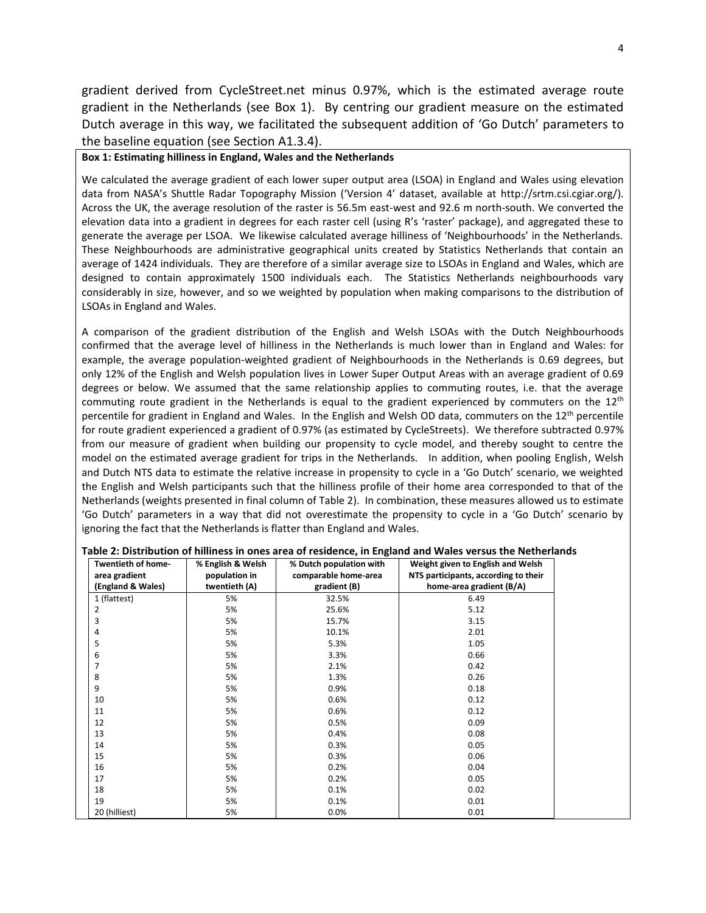gradient derived from CycleStreet.net minus 0.97%, which is the estimated average route gradient in the Netherlands (see Box 1). By centring our gradient measure on the estimated Dutch average in this way, we facilitated the subsequent addition of 'Go Dutch' parameters to the baseline equation (see Section A1.3.4).

**Box 1: Estimating hilliness in England, Wales and the Netherlands**

We calculated the average gradient of each lower super output area (LSOA) in England and Wales using elevation data from NASA's Shuttle Radar Topography Mission ('Version 4' dataset, available at http://srtm.csi.cgiar.org/). Across the UK, the average resolution of the raster is 56.5m east-west and 92.6 m north-south. We converted the elevation data into a gradient in degrees for each raster cell (using R's 'raster' package), and aggregated these to generate the average per LSOA. We likewise calculated average hilliness of 'Neighbourhoods' in the Netherlands. These Neighbourhoods are administrative geographical units created by Statistics Netherlands that contain an average of 1424 individuals. They are therefore of a similar average size to LSOAs in England and Wales, which are designed to contain approximately 1500 individuals each. The Statistics Netherlands neighbourhoods vary considerably in size, however, and so we weighted by population when making comparisons to the distribution of LSOAs in England and Wales.

A comparison of the gradient distribution of the English and Welsh LSOAs with the Dutch Neighbourhoods confirmed that the average level of hilliness in the Netherlands is much lower than in England and Wales: for example, the average population-weighted gradient of Neighbourhoods in the Netherlands is 0.69 degrees, but only 12% of the English and Welsh population lives in Lower Super Output Areas with an average gradient of 0.69 degrees or below. We assumed that the same relationship applies to commuting routes, i.e. that the average commuting route gradient in the Netherlands is equal to the gradient experienced by commuters on the 12th percentile for gradient in England and Wales. In the English and Welsh OD data, commuters on the 12th percentile for route gradient experienced a gradient of 0.97% (as estimated by CycleStreets). We therefore subtracted 0.97% from our measure of gradient when building our propensity to cycle model, and thereby sought to centre the model on the estimated average gradient for trips in the Netherlands. In addition, when pooling English, Welsh and Dutch NTS data to estimate the relative increase in propensity to cycle in a 'Go Dutch' scenario, we weighted the English and Welsh participants such that the hilliness profile of their home area corresponded to that of the Netherlands (weights presented in final column of Table 2). In combination, these measures allowed us to estimate 'Go Dutch' parameters in a way that did not overestimate the propensity to cycle in a 'Go Dutch' scenario by ignoring the fact that the Netherlands is flatter than England and Wales.

**Table 2: Distribution of hilliness in ones area of residence, in England and Wales versus the Netherlands**

| Twentieth of home-area gradient (England & Wales) | % English & Welsh population in twentieth (A) | % Dutch population with comparable home-area gradient (B) | Weight given to English and Welsh NTS participants, according to their home-area gradient (B/A) |
|---|---|---|---|
| 1 (flattest) | 5% | 32.5% | 6.49 |
| 2 | 5% | 25.6% | 5.12 |
| 3 | 5% | 15.7% | 3.15 |
| 4 | 5% | 10.1% | 2.01 |
| 5 | 5% | 5.3% | 1.05 |
| 6 | 5% | 3.3% | 0.66 |
| 7 | 5% | 2.1% | 0.42 |
| 8 | 5% | 1.3% | 0.26 |
| 9 | 5% | 0.9% | 0.18 |
| 10 | 5% | 0.6% | 0.12 |
| 11 | 5% | 0.6% | 0.12 |
| 12 | 5% | 0.5% | 0.09 |
| 13 | 5% | 0.4% | 0.08 |
| 14 | 5% | 0.3% | 0.05 |
| 15 | 5% | 0.3% | 0.06 |
| 16 | 5% | 0.2% | 0.04 |
| 17 | 5% | 0.2% | 0.05 |
| 18 | 5% | 0.1% | 0.02 |
| 19 | 5% | 0.1% | 0.01 |
| 20 (hilliest) | 5% | 0.0% | 0.01 |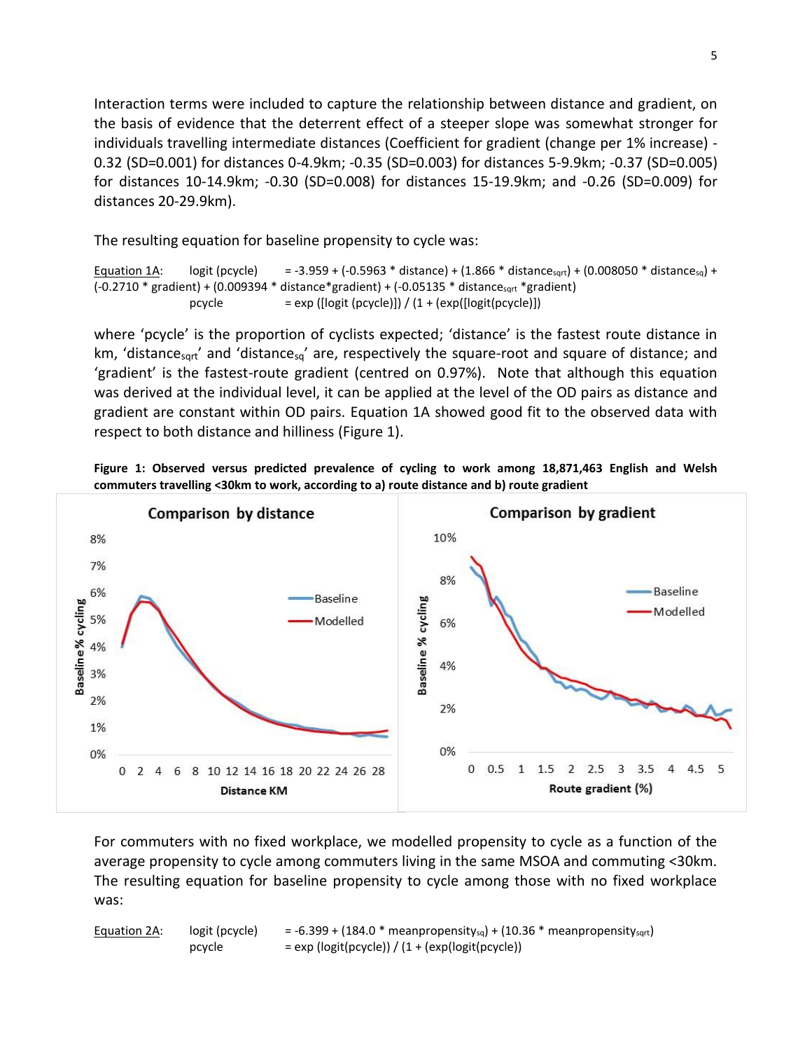Interaction terms were included to capture the relationship between distance and gradient, on the basis of evidence that the deterrent effect of a steeper slope was somewhat stronger for individuals travelling intermediate distances (Coefficient for gradient (change per 1% increase) -0.32 (SD=0.001) for distances 0-4.9km; -0.35 (SD=0.003) for distances 5-9.9km; -0.37 (SD=0.005) for distances 10-14.9km; -0.30 (SD=0.008) for distances 15-19.9km; and -0.26 (SD=0.009) for distances 20-29.9km).

The resulting equation for baseline propensity to cycle was:

Equation 1A:

$$\text{logit (pcycle)} = -3.959 + (-0.5963 * \text{distance}) + (1.866 * \text{distance}_{sqrt}) + (0.008050 * \text{distance}_{sq}) + (-0.2710 * \text{gradient}) + (0.009394 * \text{distance*gradient}) + (-0.05135 * \text{distance}_{sqrt} * \text{gradient})$$

$$\text{pcycle} = \exp([\text{logit (pcycle)}]) / (1 + (\exp([\text{logit(pcycle)}])$$

where 'pcycle' is the proportion of cyclists expected; 'distance' is the fastest route distance in km, '$\text{distance}_{sqrt}$' and '$\text{distance}_{sq}$' are, respectively the square-root and square of distance; and 'gradient' is the fastest-route gradient (centred on 0.97%). Note that although this equation was derived at the individual level, it can be applied at the level of the OD pairs as distance and gradient are constant within OD pairs. Equation 1A showed good fit to the observed data with respect to both distance and hilliness (Figure 1).

**Figure 1: Observed versus predicted prevalence of cycling to work among 18,871,463 English and Welsh commuters travelling <30km to work, according to a) route distance and b) route gradient**

Comparison by distance
Baseline % cycling
8%
7%
6%
5%
4%
3%
2%
1%
0%
0 2 4 6 8 10 12 14 16 18 20 22 24 26 28
Distance KM
Baseline
Modelled

Comparison by gradient
Baseline % cycling
10%
8%
6%
4%
2%
0%
0 0.5 1 1.5 2 2.5 3 3.5 4 4.5 5
Route gradient (%)
Baseline
Modelled

For commuters with no fixed workplace, we modelled propensity to cycle as a function of the average propensity to cycle among commuters living in the same MSOA and commuting <30km. The resulting equation for baseline propensity to cycle among those with no fixed workplace was:

Equation 2A:

$$\text{logit (pcycle)} = -6.399 + (184.0 * \text{meanpropensity}_{sq}) + (10.36 * \text{meanpropensity}_{sqrt})$$

$$\text{pcycle} = \exp(\text{logit(pcycle)}) / (1 + (\exp(\text{logit(pcycle)})$$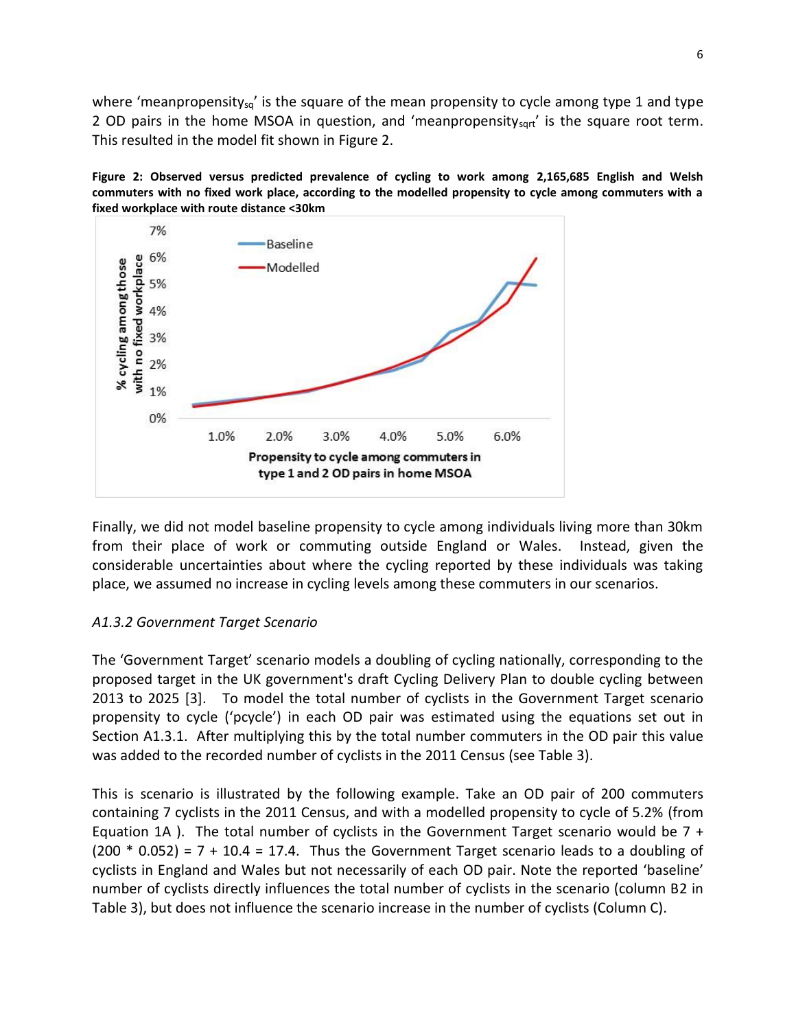where 'meanpropensity$_{sq}$' is the square of the mean propensity to cycle among type 1 and type 2 OD pairs in the home MSOA in question, and 'meanpropensity$_{sqrt}$' is the square root term. This resulted in the model fit shown in Figure 2.

**Figure 2: Observed versus predicted prevalence of cycling to work among 2,165,685 English and Welsh commuters with no fixed work place, according to the modelled propensity to cycle among commuters with a fixed workplace with route distance <30km**

Finally, we did not model baseline propensity to cycle among individuals living more than 30km from their place of work or commuting outside England or Wales. Instead, given the considerable uncertainties about where the cycling reported by these individuals was taking place, we assumed no increase in cycling levels among these commuters in our scenarios.

### *A1.3.2 Government Target Scenario*

The 'Government Target' scenario models a doubling of cycling nationally, corresponding to the proposed target in the UK government's draft Cycling Delivery Plan to double cycling between 2013 to 2025 [3]. To model the total number of cyclists in the Government Target scenario propensity to cycle ('pcycle') in each OD pair was estimated using the equations set out in Section A1.3.1. After multiplying this by the total number commuters in the OD pair this value was added to the recorded number of cyclists in the 2011 Census (see Table 3).

This is scenario is illustrated by the following example. Take an OD pair of 200 commuters containing 7 cyclists in the 2011 Census, and with a modelled propensity to cycle of 5.2% (from Equation 1A ). The total number of cyclists in the Government Target scenario would be 7 + (200 * 0.052) = 7 + 10.4 = 17.4. Thus the Government Target scenario leads to a doubling of cyclists in England and Wales but not necessarily of each OD pair. Note the reported 'baseline' number of cyclists directly influences the total number of cyclists in the scenario (column B2 in Table 3), but does not influence the scenario increase in the number of cyclists (Column C).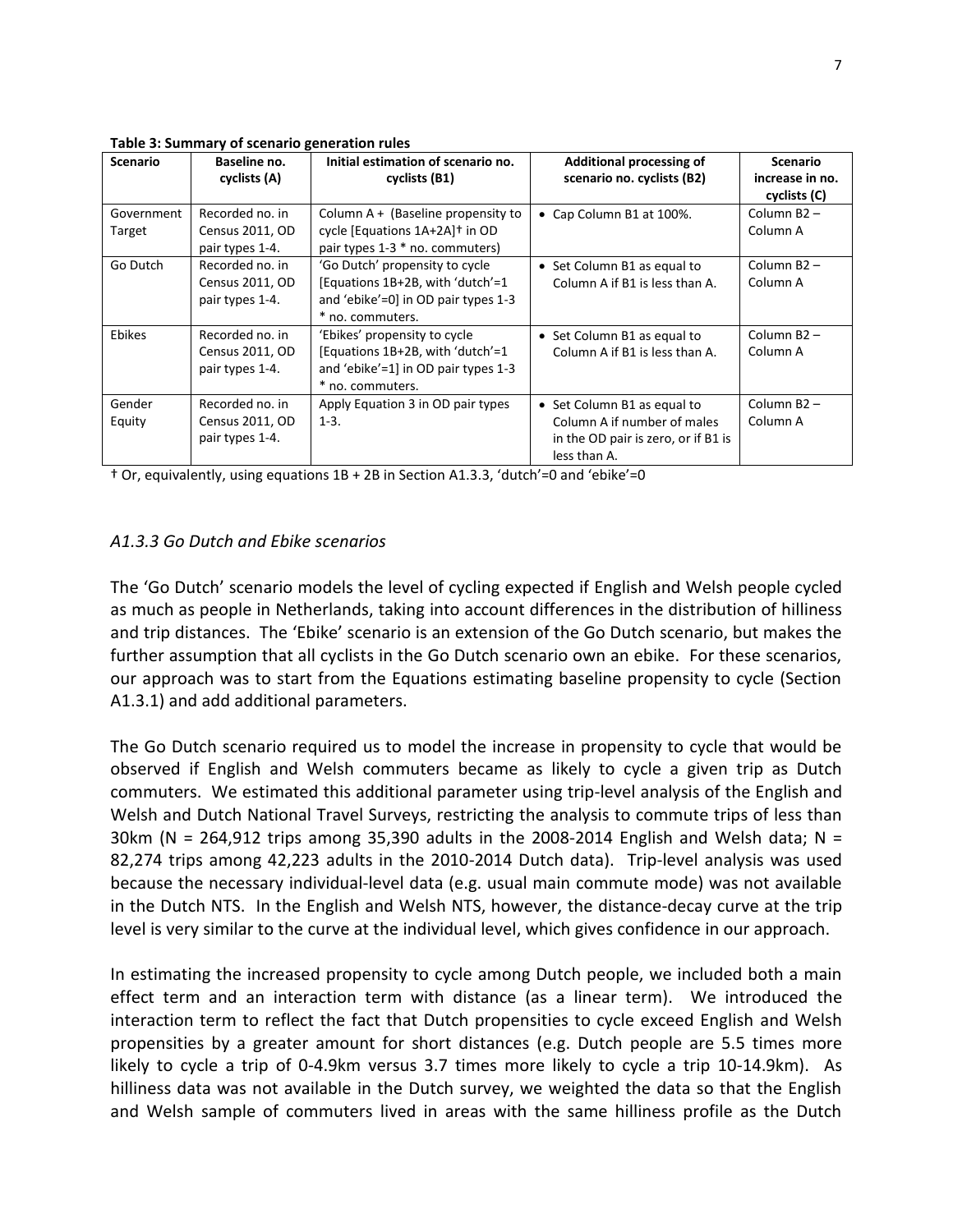**Table 3: Summary of scenario generation rules**

| Scenario | Baseline no. cyclists (A) | Initial estimation of scenario no. cyclists (B1) | Additional processing of scenario no. cyclists (B2) | Scenario increase in no. cyclists (C) |
|---|---|---|---|---|
| Government Target | Recorded no. in Census 2011, OD pair types 1-4. | Column A + (Baseline propensity to cycle [Equations 1A+2A]† in OD pair types 1-3 * no. commuters) | • Cap Column B1 at 100%. | Column B2 – Column A |
| Go Dutch | Recorded no. in Census 2011, OD pair types 1-4. | 'Go Dutch' propensity to cycle [Equations 1B+2B, with 'dutch'=1 and 'ebike'=0] in OD pair types 1-3 * no. commuters. | • Set Column B1 as equal to Column A if B1 is less than A. | Column B2 – Column A |
| Ebikes | Recorded no. in Census 2011, OD pair types 1-4. | 'Ebikes' propensity to cycle [Equations 1B+2B, with 'dutch'=1 and 'ebike'=1] in OD pair types 1-3 * no. commuters. | • Set Column B1 as equal to Column A if B1 is less than A. | Column B2 – Column A |
| Gender Equity | Recorded no. in Census 2011, OD pair types 1-4. | Apply Equation 3 in OD pair types 1-3. | • Set Column B1 as equal to Column A if number of males in the OD pair is zero, or if B1 is less than A. | Column B2 – Column A |

† Or, equivalently, using equations 1B + 2B in Section A1.3.3, 'dutch'=0 and 'ebike'=0

### *A1.3.3 Go Dutch and Ebike scenarios*

The 'Go Dutch' scenario models the level of cycling expected if English and Welsh people cycled as much as people in Netherlands, taking into account differences in the distribution of hilliness and trip distances. The 'Ebike' scenario is an extension of the Go Dutch scenario, but makes the further assumption that all cyclists in the Go Dutch scenario own an ebike. For these scenarios, our approach was to start from the Equations estimating baseline propensity to cycle (Section A1.3.1) and add additional parameters.

The Go Dutch scenario required us to model the increase in propensity to cycle that would be observed if English and Welsh commuters became as likely to cycle a given trip as Dutch commuters. We estimated this additional parameter using trip-level analysis of the English and Welsh and Dutch National Travel Surveys, restricting the analysis to commute trips of less than 30km (N = 264,912 trips among 35,390 adults in the 2008-2014 English and Welsh data; N = 82,274 trips among 42,223 adults in the 2010-2014 Dutch data). Trip-level analysis was used because the necessary individual-level data (e.g. usual main commute mode) was not available in the Dutch NTS. In the English and Welsh NTS, however, the distance-decay curve at the trip level is very similar to the curve at the individual level, which gives confidence in our approach.

In estimating the increased propensity to cycle among Dutch people, we included both a main effect term and an interaction term with distance (as a linear term). We introduced the interaction term to reflect the fact that Dutch propensities to cycle exceed English and Welsh propensities by a greater amount for short distances (e.g. Dutch people are 5.5 times more likely to cycle a trip of 0-4.9km versus 3.7 times more likely to cycle a trip 10-14.9km). As hilliness data was not available in the Dutch survey, we weighted the data so that the English and Welsh sample of commuters lived in areas with the same hilliness profile as the Dutch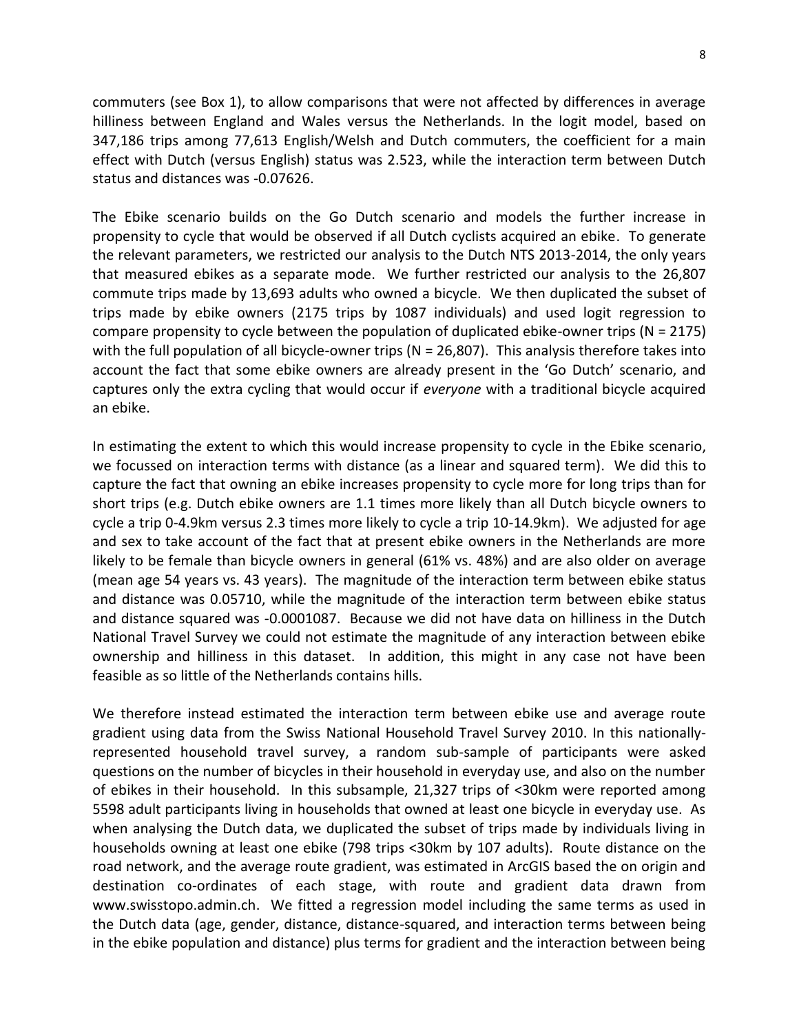commuters (see Box 1), to allow comparisons that were not affected by differences in average hilliness between England and Wales versus the Netherlands. In the logit model, based on 347,186 trips among 77,613 English/Welsh and Dutch commuters, the coefficient for a main effect with Dutch (versus English) status was 2.523, while the interaction term between Dutch status and distances was -0.07626.

The Ebike scenario builds on the Go Dutch scenario and models the further increase in propensity to cycle that would be observed if all Dutch cyclists acquired an ebike. To generate the relevant parameters, we restricted our analysis to the Dutch NTS 2013-2014, the only years that measured ebikes as a separate mode. We further restricted our analysis to the 26,807 commute trips made by 13,693 adults who owned a bicycle. We then duplicated the subset of trips made by ebike owners (2175 trips by 1087 individuals) and used logit regression to compare propensity to cycle between the population of duplicated ebike-owner trips (N = 2175) with the full population of all bicycle-owner trips (N = 26,807). This analysis therefore takes into account the fact that some ebike owners are already present in the 'Go Dutch' scenario, and captures only the extra cycling that would occur if *everyone* with a traditional bicycle acquired an ebike.

In estimating the extent to which this would increase propensity to cycle in the Ebike scenario, we focussed on interaction terms with distance (as a linear and squared term). We did this to capture the fact that owning an ebike increases propensity to cycle more for long trips than for short trips (e.g. Dutch ebike owners are 1.1 times more likely than all Dutch bicycle owners to cycle a trip 0-4.9km versus 2.3 times more likely to cycle a trip 10-14.9km). We adjusted for age and sex to take account of the fact that at present ebike owners in the Netherlands are more likely to be female than bicycle owners in general (61% vs. 48%) and are also older on average (mean age 54 years vs. 43 years). The magnitude of the interaction term between ebike status and distance was 0.05710, while the magnitude of the interaction term between ebike status and distance squared was -0.0001087. Because we did not have data on hilliness in the Dutch National Travel Survey we could not estimate the magnitude of any interaction between ebike ownership and hilliness in this dataset. In addition, this might in any case not have been feasible as so little of the Netherlands contains hills.

We therefore instead estimated the interaction term between ebike use and average route gradient using data from the Swiss National Household Travel Survey 2010. In this nationally-represented household travel survey, a random sub-sample of participants were asked questions on the number of bicycles in their household in everyday use, and also on the number of ebikes in their household. In this subsample, 21,327 trips of <30km were reported among 5598 adult participants living in households that owned at least one bicycle in everyday use. As when analysing the Dutch data, we duplicated the subset of trips made by individuals living in households owning at least one ebike (798 trips <30km by 107 adults). Route distance on the road network, and the average route gradient, was estimated in ArcGIS based the on origin and destination co-ordinates of each stage, with route and gradient data drawn from www.swisstopo.admin.ch. We fitted a regression model including the same terms as used in the Dutch data (age, gender, distance, distance-squared, and interaction terms between being in the ebike population and distance) plus terms for gradient and the interaction between being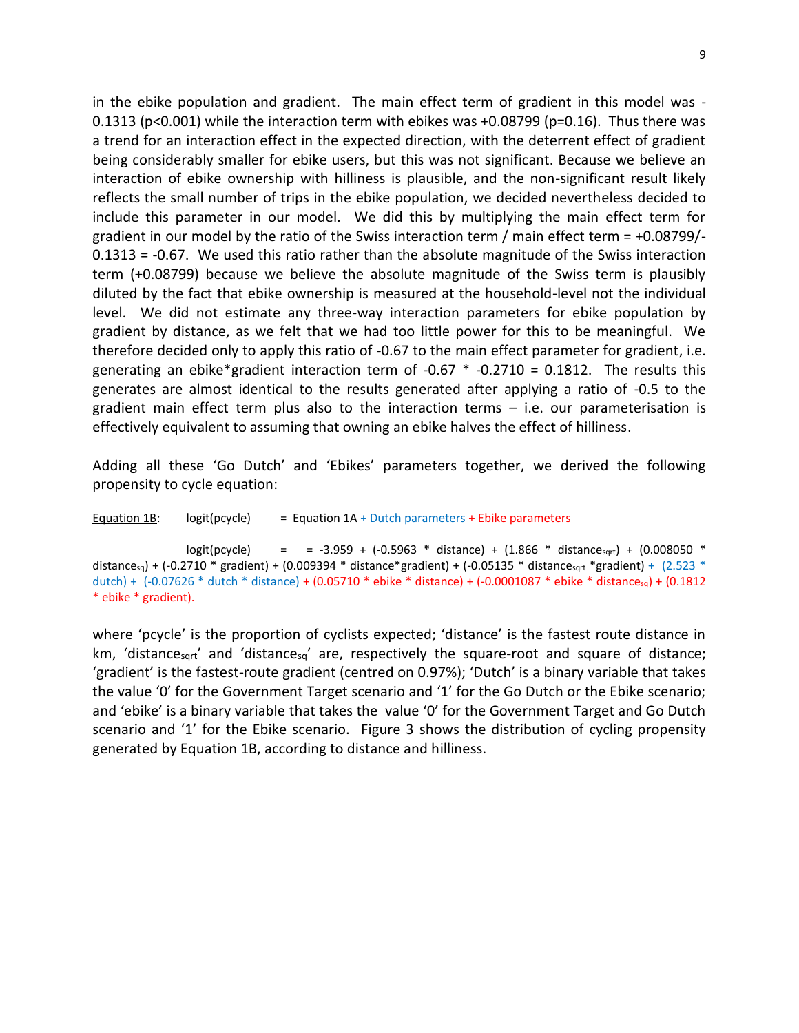in the ebike population and gradient. The main effect term of gradient in this model was -0.1313 ($p<0.001$) while the interaction term with ebikes was +0.08799 ($p=0.16$). Thus there was a trend for an interaction effect in the expected direction, with the deterrent effect of gradient being considerably smaller for ebike users, but this was not significant. Because we believe an interaction of ebike ownership with hilliness is plausible, and the non-significant result likely reflects the small number of trips in the ebike population, we decided nevertheless decided to include this parameter in our model. We did this by multiplying the main effect term for gradient in our model by the ratio of the Swiss interaction term / main effect term = +0.08799/-0.1313 = -0.67. We used this ratio rather than the absolute magnitude of the Swiss interaction term (+0.08799) because we believe the absolute magnitude of the Swiss term is plausibly diluted by the fact that ebike ownership is measured at the household-level not the individual level. We did not estimate any three-way interaction parameters for ebike population by gradient by distance, as we felt that we had too little power for this to be meaningful. We therefore decided only to apply this ratio of -0.67 to the main effect parameter for gradient, i.e. generating an ebike*gradient interaction term of -0.67 * -0.2710 = 0.1812. The results this generates are almost identical to the results generated after applying a ratio of -0.5 to the gradient main effect term plus also to the interaction terms – i.e. our parameterisation is effectively equivalent to assuming that owning an ebike halves the effect of hilliness.

Adding all these 'Go Dutch' and 'Ebikes' parameters together, we derived the following propensity to cycle equation:

Equation 1B: logit(pcycle) = Equation 1A + Dutch parameters + Ebike parameters

$$\text{logit}(pcycle) = -3.959 + (-0.5963 * \text{distance}) + (1.866 * \text{distance}_{sqrt}) + (0.008050 * \text{distance}_{sq}) + (-0.2710 * \text{gradient}) + (0.009394 * \text{distance} * \text{gradient}) + (-0.05135 * \text{distance}_{sqrt} * \text{gradient}) + (2.523 * \text{dutch}) + (-0.07626 * \text{dutch} * \text{distance}) + (0.05710 * \text{ebike} * \text{distance}) + (-0.0001087 * \text{ebike} * \text{distance}_{sq}) + (0.1812 * \text{ebike} * \text{gradient}).$$

where 'pcycle' is the proportion of cyclists expected; 'distance' is the fastest route distance in km, '$\text{distance}_{sqrt}$' and '$\text{distance}_{sq}$' are, respectively the square-root and square of distance; 'gradient' is the fastest-route gradient (centred on 0.97%); 'Dutch' is a binary variable that takes the value '0' for the Government Target scenario and '1' for the Go Dutch or the Ebike scenario; and 'ebike' is a binary variable that takes the value '0' for the Government Target and Go Dutch scenario and '1' for the Ebike scenario. Figure 3 shows the distribution of cycling propensity generated by Equation 1B, according to distance and hilliness.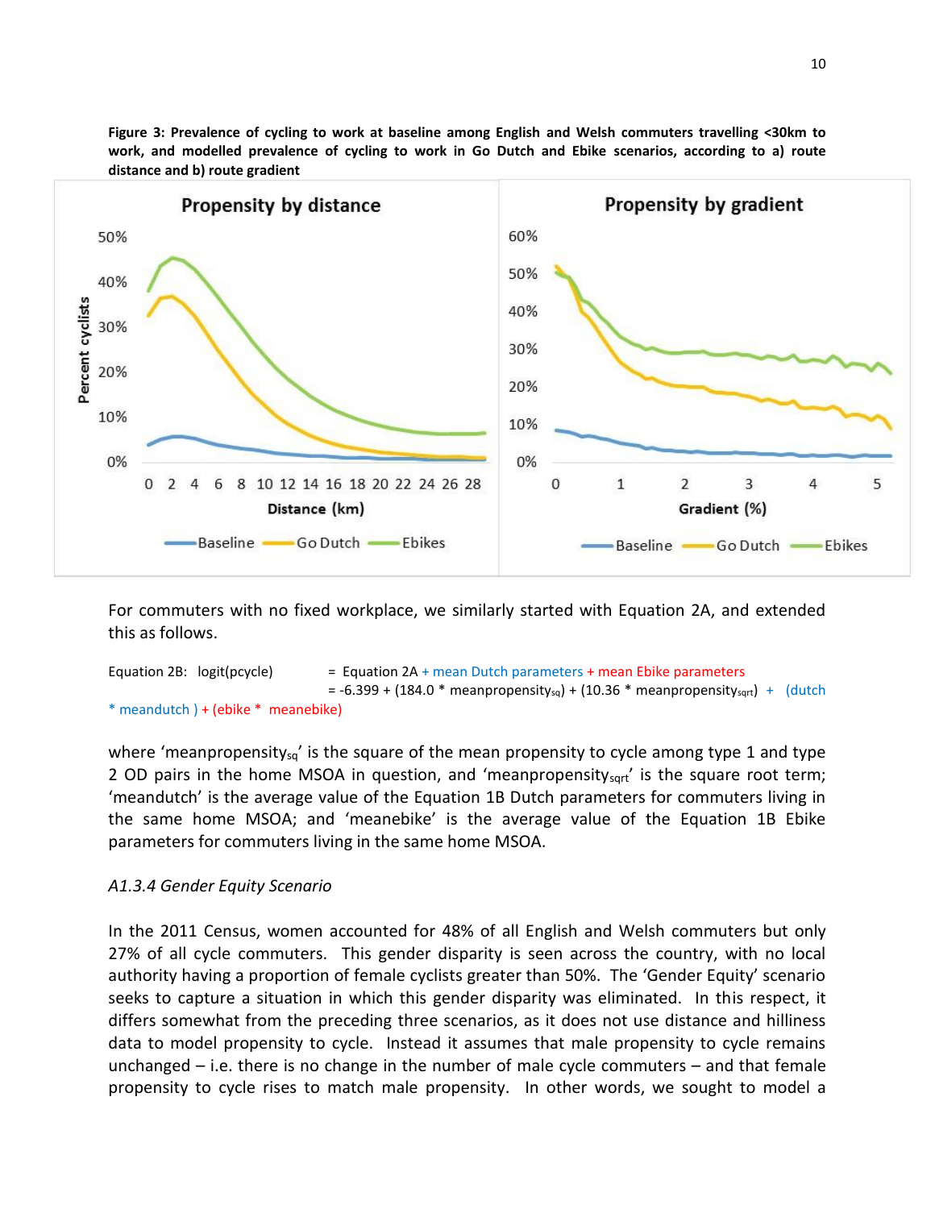**Figure 3: Prevalence of cycling to work at baseline among English and Welsh commuters travelling <30km to work, and modelled prevalence of cycling to work in Go Dutch and Ebike scenarios, according to a) route distance and b) route gradient**

Propensity by distance

Percent cyclists

50%
40%
30%
20%
10%
0%

0 2 4 6 8 10 12 14 16 18 20 22 24 26 28

Distance (km)

Baseline Go Dutch Ebikes

Propensity by gradient

60%
50%
40%
30%
20%
10%
0%

0 1 2 3 4 5

Gradient (%)

Baseline Go Dutch Ebikes

For commuters with no fixed workplace, we similarly started with Equation 2A, and extended this as follows.

Equation 2B: logit(pcycle) = Equation 2A + mean Dutch parameters + mean Ebike parameters

$$= -6.399 + (184.0 * \text{meanpropensity}_{sq}) + (10.36 * \text{meanpropensity}_{sqrt}) + (\text{dutch} * \text{meandutch}) + (\text{ebike} * \text{meanebike})$$

where 'meanpropensity$_{sq}$' is the square of the mean propensity to cycle among type 1 and type 2 OD pairs in the home MSOA in question, and 'meanpropensity$_{sqrt}$' is the square root term; 'meandutch' is the average value of the Equation 1B Dutch parameters for commuters living in the same home MSOA; and 'meanebike' is the average value of the Equation 1B Ebike parameters for commuters living in the same home MSOA.

### *A1.3.4 Gender Equity Scenario*

In the 2011 Census, women accounted for 48% of all English and Welsh commuters but only 27% of all cycle commuters. This gender disparity is seen across the country, with no local authority having a proportion of female cyclists greater than 50%. The 'Gender Equity' scenario seeks to capture a situation in which this gender disparity was eliminated. In this respect, it differs somewhat from the preceding three scenarios, as it does not use distance and hilliness data to model propensity to cycle. Instead it assumes that male propensity to cycle remains unchanged – i.e. there is no change in the number of male cycle commuters – and that female propensity to cycle rises to match male propensity. In other words, we sought to model a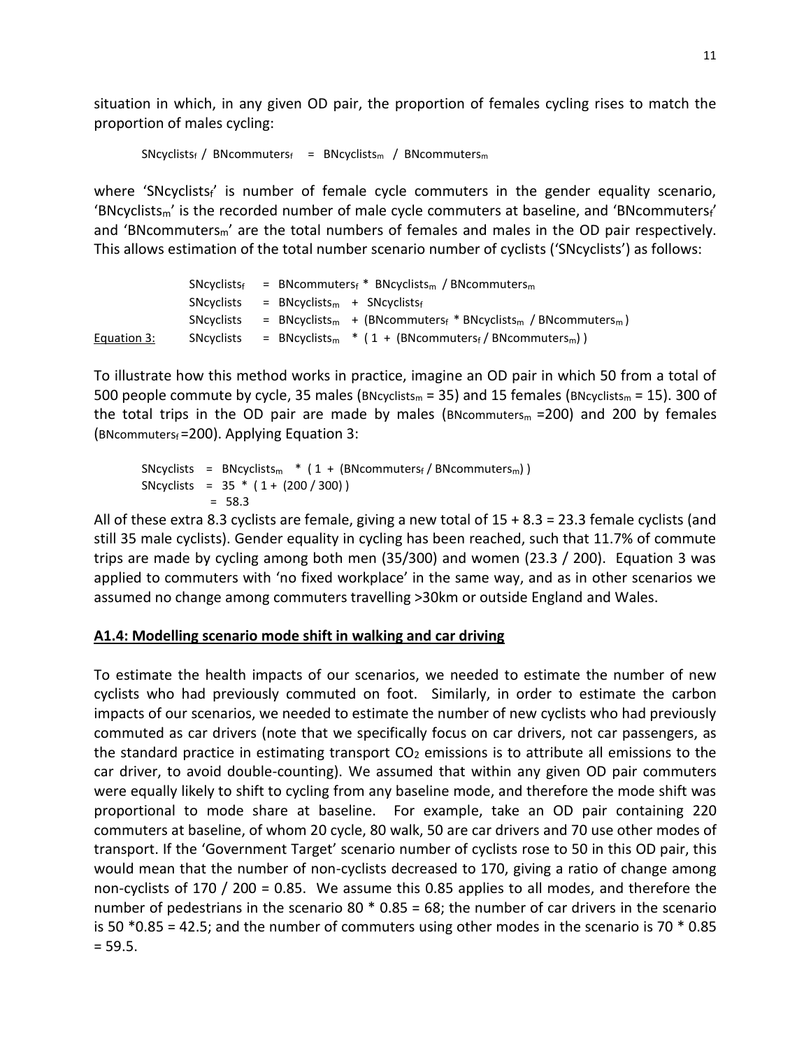situation in which, in any given OD pair, the proportion of females cycling rises to match the proportion of males cycling:

$$SNcyclists_f \; / \; BNcommuters_f \;\; = \;\; BNcyclists_m \; / \; BNcommuters_m$$

where '$SNcyclists_f$' is number of female cycle commuters in the gender equality scenario, '$BNcyclists_m$' is the recorded number of male cycle commuters at baseline, and '$BNcommuters_f$' and '$BNcommuters_m$' are the total numbers of females and males in the OD pair respectively. This allows estimation of the total number scenario number of cyclists ('SNcyclists') as follows:

$$SNcyclists_f \;\; = \; BNcommuters_f \; * \; BNcyclists_m \; / \; BNcommuters_m$$

$$SNcyclists \;\; = \; BNcyclists_m \; + \; SNcyclists_f$$

$$SNcyclists \;\; = \; BNcyclists_m \; + \; (BNcommuters_f \; * \; BNcyclists_m \; / \; BNcommuters_m)$$

Equation 3:

$$SNcyclists \;\; = \; BNcyclists_m \;\; * \; ( \, 1 \; + \; (BNcommuters_f \, / \, BNcommuters_m) \, )$$

To illustrate how this method works in practice, imagine an OD pair in which 50 from a total of 500 people commute by cycle, 35 males ($BNcyclists_m = 35$) and 15 females ($BNcyclists_m = 15$). 300 of the total trips in the OD pair are made by males ($BNcommuters_m$ =200) and 200 by females ($BNcommuters_f$=200). Applying Equation 3:

$$SNcyclists \;\; = \;\; BNcyclists_m \;\; * \; ( \, 1 \; + \; (BNcommuters_f \, / \, BNcommuters_m) \, )$$

$$SNcyclists \;\; = \;\; 35 \;\; * \;\; ( \, 1 + \; (200 \; / \; 300) \, )$$

$$= \;\; 58.3$$

All of these extra 8.3 cyclists are female, giving a new total of 15 + 8.3 = 23.3 female cyclists (and still 35 male cyclists). Gender equality in cycling has been reached, such that 11.7% of commute trips are made by cycling among both men (35/300) and women (23.3 / 200). Equation 3 was applied to commuters with 'no fixed workplace' in the same way, and as in other scenarios we assumed no change among commuters travelling >30km or outside England and Wales.

### A1.4: Modelling scenario mode shift in walking and car driving

To estimate the health impacts of our scenarios, we needed to estimate the number of new cyclists who had previously commuted on foot. Similarly, in order to estimate the carbon impacts of our scenarios, we needed to estimate the number of new cyclists who had previously commuted as car drivers (note that we specifically focus on car drivers, not car passengers, as the standard practice in estimating transport $CO_2$ emissions is to attribute all emissions to the car driver, to avoid double-counting). We assumed that within any given OD pair commuters were equally likely to shift to cycling from any baseline mode, and therefore the mode shift was proportional to mode share at baseline. For example, take an OD pair containing 220 commuters at baseline, of whom 20 cycle, 80 walk, 50 are car drivers and 70 use other modes of transport. If the 'Government Target' scenario number of cyclists rose to 50 in this OD pair, this would mean that the number of non-cyclists decreased to 170, giving a ratio of change among non-cyclists of 170 / 200 = 0.85. We assume this 0.85 applies to all modes, and therefore the number of pedestrians in the scenario 80 * 0.85 = 68; the number of car drivers in the scenario is 50 *0.85 = 42.5; and the number of commuters using other modes in the scenario is 70 * 0.85 = 59.5.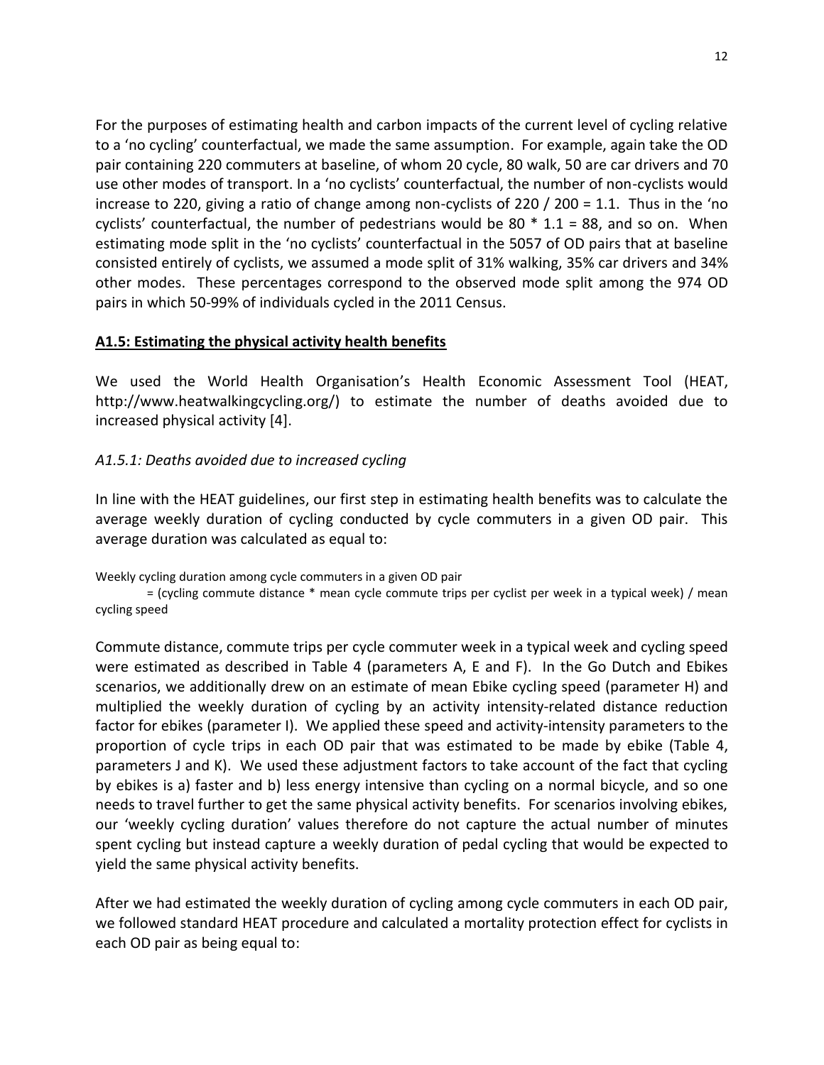For the purposes of estimating health and carbon impacts of the current level of cycling relative to a 'no cycling' counterfactual, we made the same assumption. For example, again take the OD pair containing 220 commuters at baseline, of whom 20 cycle, 80 walk, 50 are car drivers and 70 use other modes of transport. In a 'no cyclists' counterfactual, the number of non-cyclists would increase to 220, giving a ratio of change among non-cyclists of 220 / 200 = 1.1. Thus in the 'no cyclists' counterfactual, the number of pedestrians would be 80 * 1.1 = 88, and so on. When estimating mode split in the 'no cyclists' counterfactual in the 5057 of OD pairs that at baseline consisted entirely of cyclists, we assumed a mode split of 31% walking, 35% car drivers and 34% other modes. These percentages correspond to the observed mode split among the 974 OD pairs in which 50-99% of individuals cycled in the 2011 Census.

## A1.5: Estimating the physical activity health benefits

We used the World Health Organisation's Health Economic Assessment Tool (HEAT, http://www.heatwalkingcycling.org/) to estimate the number of deaths avoided due to increased physical activity [4].

### *A1.5.1: Deaths avoided due to increased cycling*

In line with the HEAT guidelines, our first step in estimating health benefits was to calculate the average weekly duration of cycling conducted by cycle commuters in a given OD pair. This average duration was calculated as equal to:

Weekly cycling duration among cycle commuters in a given OD pair

= (cycling commute distance * mean cycle commute trips per cyclist per week in a typical week) / mean cycling speed

Commute distance, commute trips per cycle commuter week in a typical week and cycling speed were estimated as described in Table 4 (parameters A, E and F). In the Go Dutch and Ebikes scenarios, we additionally drew on an estimate of mean Ebike cycling speed (parameter H) and multiplied the weekly duration of cycling by an activity intensity-related distance reduction factor for ebikes (parameter I). We applied these speed and activity-intensity parameters to the proportion of cycle trips in each OD pair that was estimated to be made by ebike (Table 4, parameters J and K). We used these adjustment factors to take account of the fact that cycling by ebikes is a) faster and b) less energy intensive than cycling on a normal bicycle, and so one needs to travel further to get the same physical activity benefits. For scenarios involving ebikes, our 'weekly cycling duration' values therefore do not capture the actual number of minutes spent cycling but instead capture a weekly duration of pedal cycling that would be expected to yield the same physical activity benefits.

After we had estimated the weekly duration of cycling among cycle commuters in each OD pair, we followed standard HEAT procedure and calculated a mortality protection effect for cyclists in each OD pair as being equal to: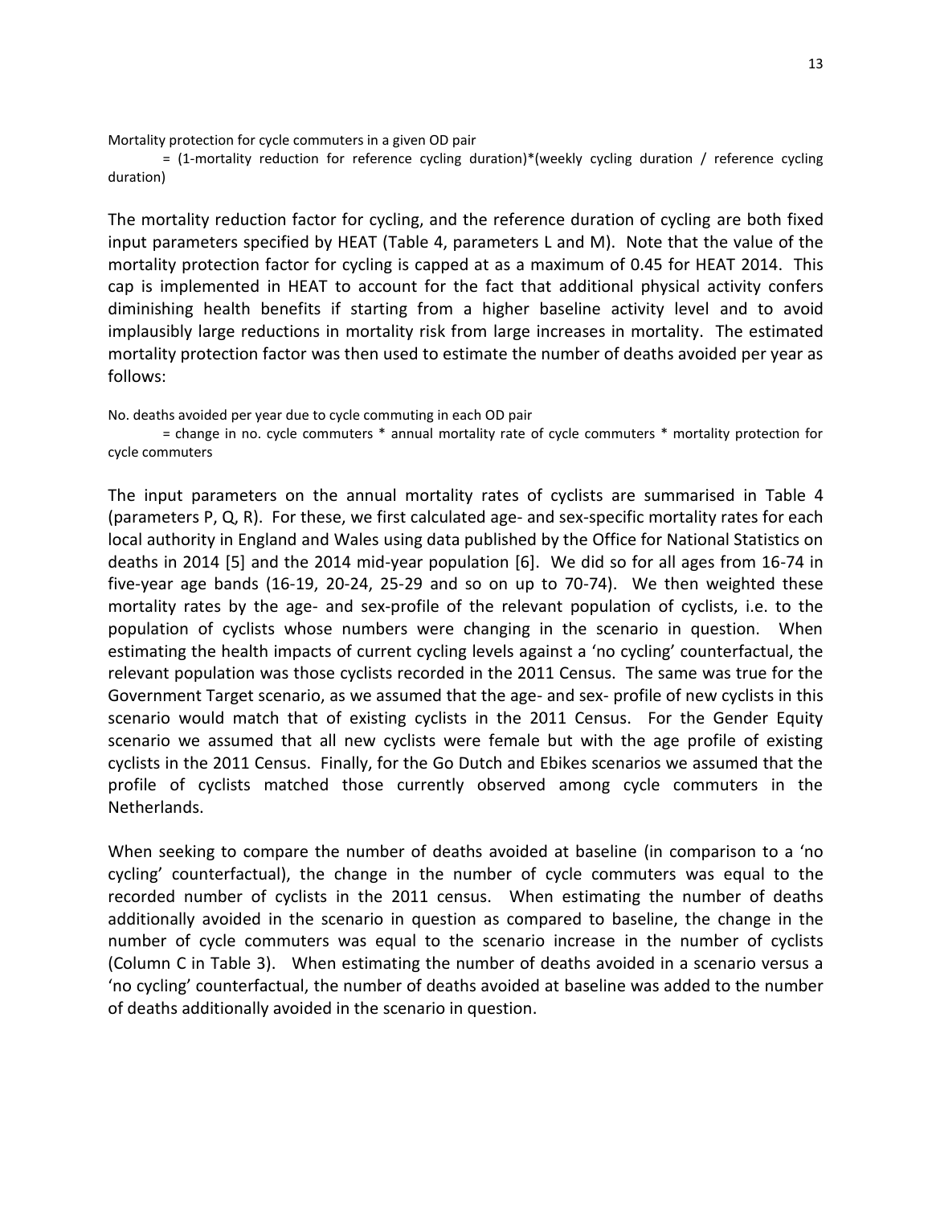Mortality protection for cycle commuters in a given OD pair

= (1-mortality reduction for reference cycling duration)*(weekly cycling duration / reference cycling duration)

The mortality reduction factor for cycling, and the reference duration of cycling are both fixed input parameters specified by HEAT (Table 4, parameters L and M). Note that the value of the mortality protection factor for cycling is capped at as a maximum of 0.45 for HEAT 2014. This cap is implemented in HEAT to account for the fact that additional physical activity confers diminishing health benefits if starting from a higher baseline activity level and to avoid implausibly large reductions in mortality risk from large increases in mortality. The estimated mortality protection factor was then used to estimate the number of deaths avoided per year as follows:

No. deaths avoided per year due to cycle commuting in each OD pair

= change in no. cycle commuters * annual mortality rate of cycle commuters * mortality protection for cycle commuters

The input parameters on the annual mortality rates of cyclists are summarised in Table 4 (parameters P, Q, R). For these, we first calculated age- and sex-specific mortality rates for each local authority in England and Wales using data published by the Office for National Statistics on deaths in 2014 [5] and the 2014 mid-year population [6]. We did so for all ages from 16-74 in five-year age bands (16-19, 20-24, 25-29 and so on up to 70-74). We then weighted these mortality rates by the age- and sex-profile of the relevant population of cyclists, i.e. to the population of cyclists whose numbers were changing in the scenario in question. When estimating the health impacts of current cycling levels against a 'no cycling' counterfactual, the relevant population was those cyclists recorded in the 2011 Census. The same was true for the Government Target scenario, as we assumed that the age- and sex- profile of new cyclists in this scenario would match that of existing cyclists in the 2011 Census. For the Gender Equity scenario we assumed that all new cyclists were female but with the age profile of existing cyclists in the 2011 Census. Finally, for the Go Dutch and Ebikes scenarios we assumed that the profile of cyclists matched those currently observed among cycle commuters in the Netherlands.

When seeking to compare the number of deaths avoided at baseline (in comparison to a 'no cycling' counterfactual), the change in the number of cycle commuters was equal to the recorded number of cyclists in the 2011 census. When estimating the number of deaths additionally avoided in the scenario in question as compared to baseline, the change in the number of cycle commuters was equal to the scenario increase in the number of cyclists (Column C in Table 3). When estimating the number of deaths avoided in a scenario versus a 'no cycling' counterfactual, the number of deaths avoided at baseline was added to the number of deaths additionally avoided in the scenario in question.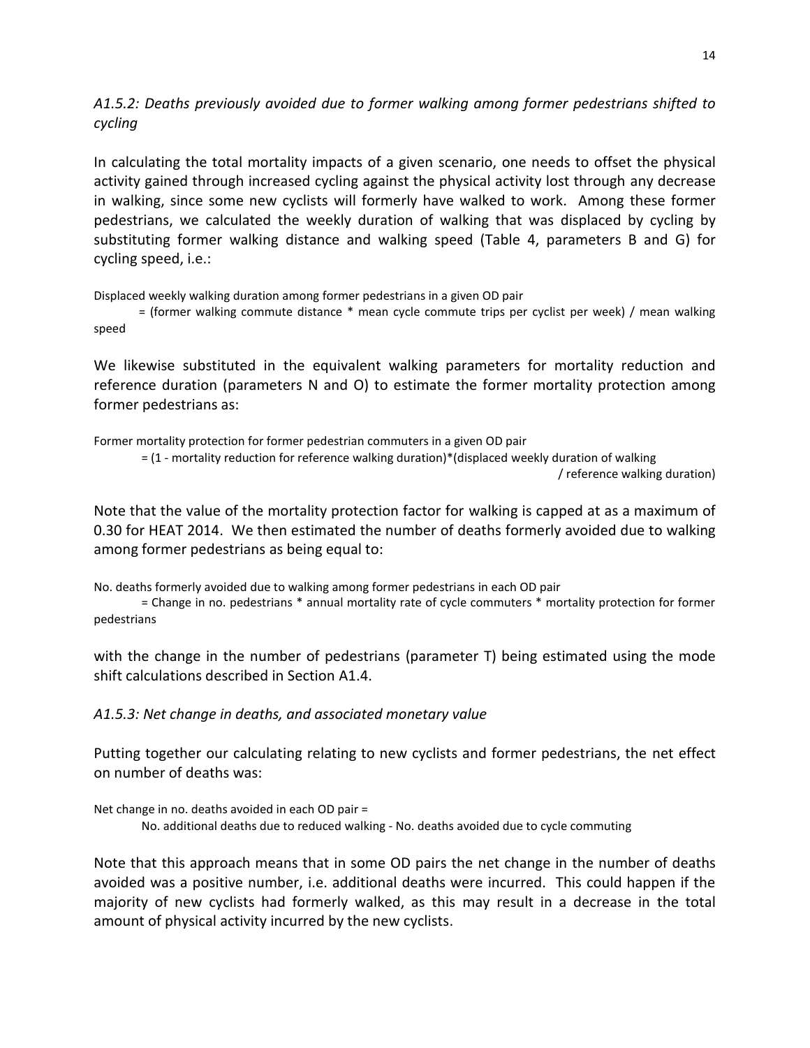*A1.5.2: Deaths previously avoided due to former walking among former pedestrians shifted to cycling*

In calculating the total mortality impacts of a given scenario, one needs to offset the physical activity gained through increased cycling against the physical activity lost through any decrease in walking, since some new cyclists will formerly have walked to work. Among these former pedestrians, we calculated the weekly duration of walking that was displaced by cycling by substituting former walking distance and walking speed (Table 4, parameters B and G) for cycling speed, i.e.:

Displaced weekly walking duration among former pedestrians in a given OD pair
= (former walking commute distance * mean cycle commute trips per cyclist per week) / mean walking speed

We likewise substituted in the equivalent walking parameters for mortality reduction and reference duration (parameters N and O) to estimate the former mortality protection among former pedestrians as:

Former mortality protection for former pedestrian commuters in a given OD pair
= (1 - mortality reduction for reference walking duration)*(displaced weekly duration of walking / reference walking duration)

Note that the value of the mortality protection factor for walking is capped at as a maximum of 0.30 for HEAT 2014. We then estimated the number of deaths formerly avoided due to walking among former pedestrians as being equal to:

No. deaths formerly avoided due to walking among former pedestrians in each OD pair
= Change in no. pedestrians * annual mortality rate of cycle commuters * mortality protection for former pedestrians

with the change in the number of pedestrians (parameter T) being estimated using the mode shift calculations described in Section A1.4.

*A1.5.3: Net change in deaths, and associated monetary value*

Putting together our calculating relating to new cyclists and former pedestrians, the net effect on number of deaths was:

Net change in no. deaths avoided in each OD pair =
No. additional deaths due to reduced walking - No. deaths avoided due to cycle commuting

Note that this approach means that in some OD pairs the net change in the number of deaths avoided was a positive number, i.e. additional deaths were incurred. This could happen if the majority of new cyclists had formerly walked, as this may result in a decrease in the total amount of physical activity incurred by the new cyclists.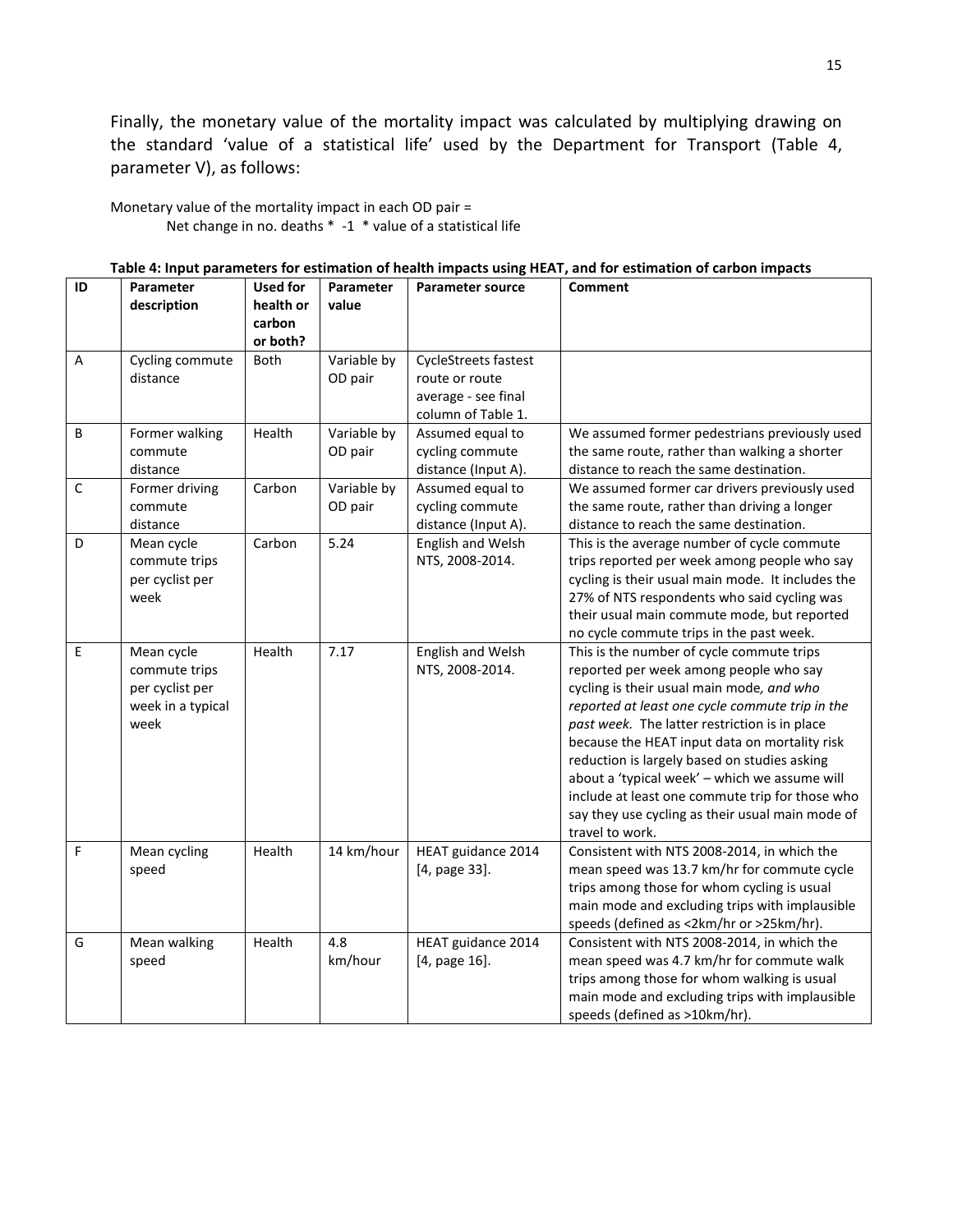Finally, the monetary value of the mortality impact was calculated by multiplying drawing on the standard 'value of a statistical life' used by the Department for Transport (Table 4, parameter V), as follows:

Monetary value of the mortality impact in each OD pair =
Net change in no. deaths * -1 * value of a statistical life

**Table 4: Input parameters for estimation of health impacts using HEAT, and for estimation of carbon impacts**

| ID | Parameter description | Used for health or carbon or both? | Parameter value | Parameter source | Comment |
|---|---|---|---|---|---|
| A | Cycling commute distance | Both | Variable by OD pair | CycleStreets fastest route or route average - see final column of Table 1. | |
| B | Former walking commute distance | Health | Variable by OD pair | Assumed equal to cycling commute distance (Input A). | We assumed former pedestrians previously used the same route, rather than walking a shorter distance to reach the same destination. |
| C | Former driving commute distance | Carbon | Variable by OD pair | Assumed equal to cycling commute distance (Input A). | We assumed former car drivers previously used the same route, rather than driving a longer distance to reach the same destination. |
| D | Mean cycle commute trips per cyclist per week | Carbon | 5.24 | English and Welsh NTS, 2008-2014. | This is the average number of cycle commute trips reported per week among people who say cycling is their usual main mode. It includes the 27% of NTS respondents who said cycling was their usual main commute mode, but reported no cycle commute trips in the past week. |
| E | Mean cycle commute trips per cyclist per week in a typical week | Health | 7.17 | English and Welsh NTS, 2008-2014. | This is the number of cycle commute trips reported per week among people who say cycling is their usual main mode, *and who reported at least one cycle commute trip in the past week.* The latter restriction is in place because the HEAT input data on mortality risk reduction is largely based on studies asking about a 'typical week' – which we assume will include at least one commute trip for those who say they use cycling as their usual main mode of travel to work. |
| F | Mean cycling speed | Health | 14 km/hour | HEAT guidance 2014 [4, page 33]. | Consistent with NTS 2008-2014, in which the mean speed was 13.7 km/hr for commute cycle trips among those for whom cycling is usual main mode and excluding trips with implausible speeds (defined as <2km/hr or >25km/hr). |
| G | Mean walking speed | Health | 4.8 km/hour | HEAT guidance 2014 [4, page 16]. | Consistent with NTS 2008-2014, in which the mean speed was 4.7 km/hr for commute walk trips among those for whom walking is usual main mode and excluding trips with implausible speeds (defined as >10km/hr). |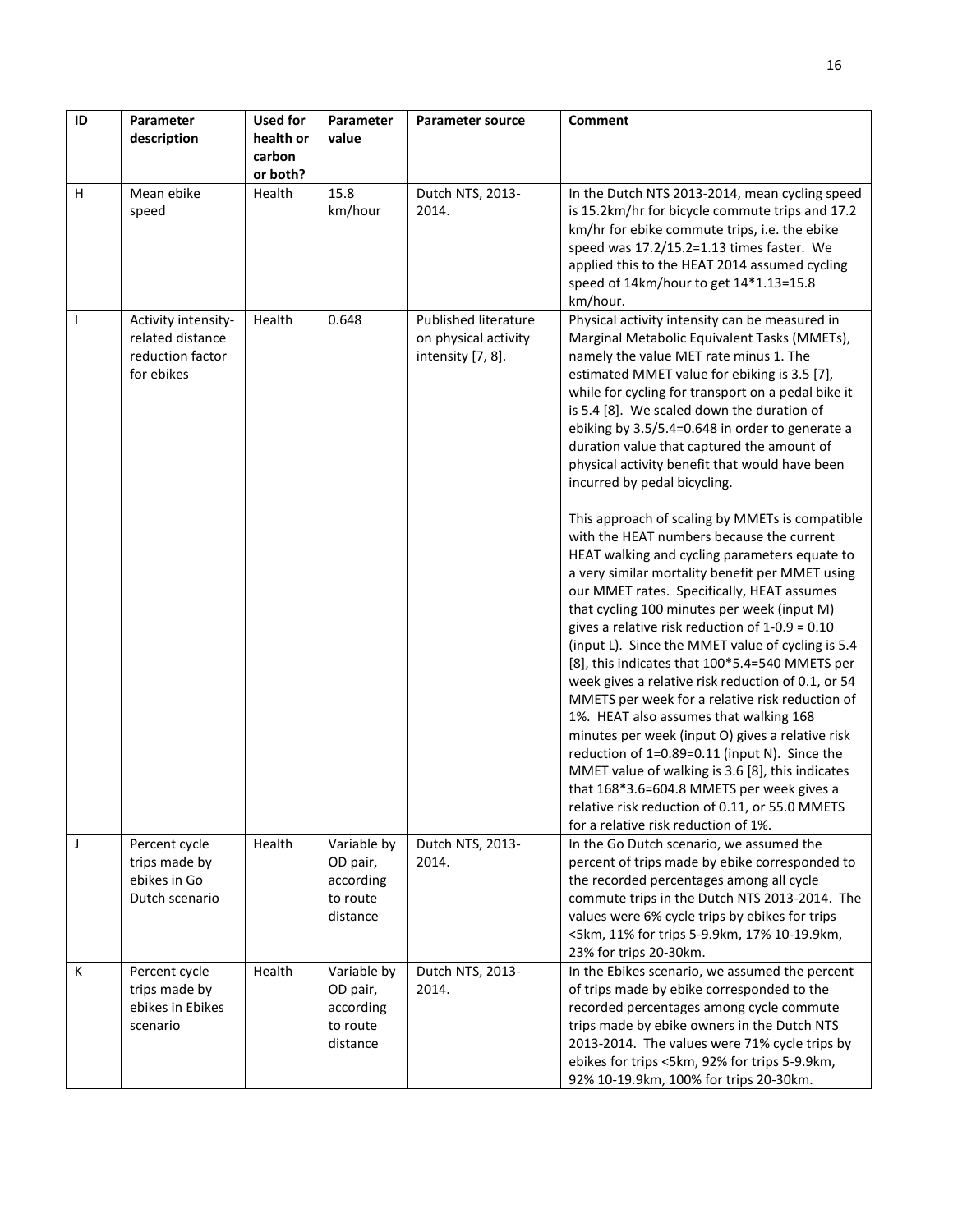| ID | Parameter description | Used for health or carbon or both? | Parameter value | Parameter source | Comment |
|---|---|---|---|---|---|
| H | Mean ebike speed | Health | 15.8 km/hour | Dutch NTS, 2013-2014. | In the Dutch NTS 2013-2014, mean cycling speed is 15.2km/hr for bicycle commute trips and 17.2 km/hr for ebike commute trips, i.e. the ebike speed was 17.2/15.2=1.13 times faster. We applied this to the HEAT 2014 assumed cycling speed of 14km/hour to get 14*1.13=15.8 km/hour. |
| I | Activity intensity-related distance reduction factor for ebikes | Health | 0.648 | Published literature on physical activity intensity [7, 8]. | Physical activity intensity can be measured in Marginal Metabolic Equivalent Tasks (MMETs), namely the value MET rate minus 1. The estimated MMET value for ebiking is 3.5 [7], while for cycling for transport on a pedal bike it is 5.4 [8]. We scaled down the duration of ebiking by 3.5/5.4=0.648 in order to generate a duration value that captured the amount of physical activity benefit that would have been incurred by pedal bicycling.<br><br>This approach of scaling by MMETs is compatible with the HEAT numbers because the current HEAT walking and cycling parameters equate to a very similar mortality benefit per MMET using our MMET rates. Specifically, HEAT assumes that cycling 100 minutes per week (input M) gives a relative risk reduction of 1-0.9 = 0.10 (input L). Since the MMET value of cycling is 5.4 [8], this indicates that 100*5.4=540 MMETS per week gives a relative risk reduction of 0.1, or 54 MMETS per week for a relative risk reduction of 1%. HEAT also assumes that walking 168 minutes per week (input O) gives a relative risk reduction of 1=0.89=0.11 (input N). Since the MMET value of walking is 3.6 [8], this indicates that 168*3.6=604.8 MMETS per week gives a relative risk reduction of 0.11, or 55.0 MMETS for a relative risk reduction of 1%. |
| J | Percent cycle trips made by ebikes in Go Dutch scenario | Health | Variable by OD pair, according to route distance | Dutch NTS, 2013-2014. | In the Go Dutch scenario, we assumed the percent of trips made by ebike corresponded to the recorded percentages among all cycle commute trips in the Dutch NTS 2013-2014. The values were 6% cycle trips by ebikes for trips <5km, 11% for trips 5-9.9km, 17% 10-19.9km, 23% for trips 20-30km. |
| K | Percent cycle trips made by ebikes in Ebikes scenario | Health | Variable by OD pair, according to route distance | Dutch NTS, 2013-2014. | In the Ebikes scenario, we assumed the percent of trips made by ebike corresponded to the recorded percentages among cycle commute trips made by ebike owners in the Dutch NTS 2013-2014. The values were 71% cycle trips by ebikes for trips <5km, 92% for trips 5-9.9km, 92% 10-19.9km, 100% for trips 20-30km. |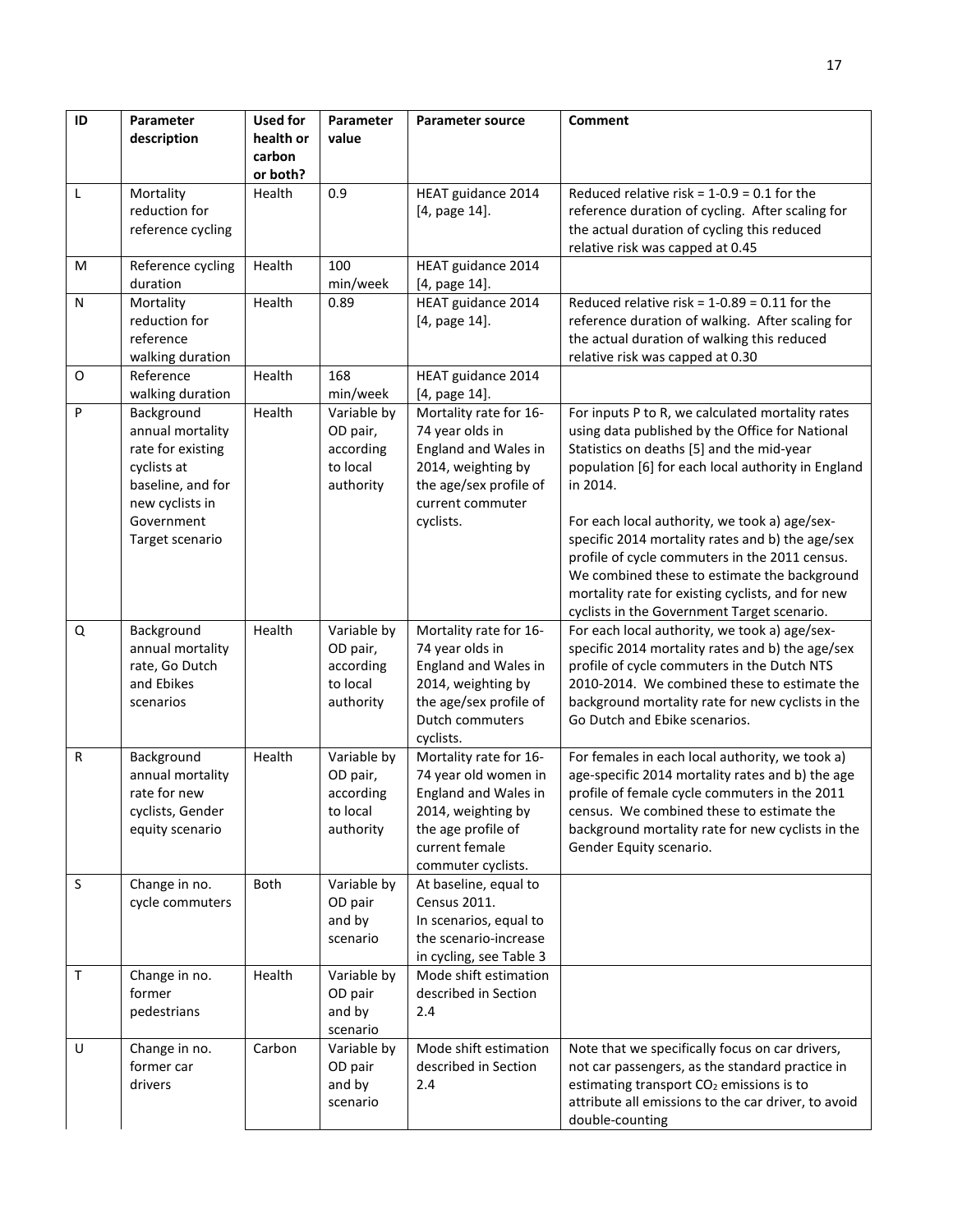| ID | Parameter description | Used for health or carbon or both? | Parameter value | Parameter source | Comment |
|---|---|---|---|---|---|
| L | Mortality reduction for reference cycling | Health | 0.9 | HEAT guidance 2014 [4, page 14]. | Reduced relative risk = 1-0.9 = 0.1 for the reference duration of cycling. After scaling for the actual duration of cycling this reduced relative risk was capped at 0.45 |
| M | Reference cycling duration | Health | 100 min/week | HEAT guidance 2014 [4, page 14]. | |
| N | Mortality reduction for reference walking duration | Health | 0.89 | HEAT guidance 2014 [4, page 14]. | Reduced relative risk = 1-0.89 = 0.11 for the reference duration of walking. After scaling for the actual duration of walking this reduced relative risk was capped at 0.30 |
| O | Reference walking duration | Health | 168 min/week | HEAT guidance 2014 [4, page 14]. | |
| P | Background annual mortality rate for existing cyclists at baseline, and for new cyclists in Government Target scenario | Health | Variable by OD pair, according to local authority | Mortality rate for 16-74 year olds in England and Wales in 2014, weighting by the age/sex profile of current commuter cyclists. | For inputs P to R, we calculated mortality rates using data published by the Office for National Statistics on deaths [5] and the mid-year population [6] for each local authority in England in 2014.<br><br>For each local authority, we took a) age/sex-specific 2014 mortality rates and b) the age/sex profile of cycle commuters in the 2011 census. We combined these to estimate the background mortality rate for existing cyclists, and for new cyclists in the Government Target scenario. |
| Q | Background annual mortality rate, Go Dutch and Ebikes scenarios | Health | Variable by OD pair, according to local authority | Mortality rate for 16-74 year olds in England and Wales in 2014, weighting by the age/sex profile of Dutch commuters cyclists. | For each local authority, we took a) age/sex-specific 2014 mortality rates and b) the age/sex profile of cycle commuters in the Dutch NTS 2010-2014. We combined these to estimate the background mortality rate for new cyclists in the Go Dutch and Ebike scenarios. |
| R | Background annual mortality rate for new cyclists, Gender equity scenario | Health | Variable by OD pair, according to local authority | Mortality rate for 16-74 year old women in England and Wales in 2014, weighting by the age profile of current female commuter cyclists. | For females in each local authority, we took a) age-specific 2014 mortality rates and b) the age profile of female cycle commuters in the 2011 census. We combined these to estimate the background mortality rate for new cyclists in the Gender Equity scenario. |
| S | Change in no. cycle commuters | Both | Variable by OD pair and by scenario | At baseline, equal to Census 2011. In scenarios, equal to the scenario-increase in cycling, see Table 3 | |
| T | Change in no. former pedestrians | Health | Variable by OD pair and by scenario | Mode shift estimation described in Section 2.4 | |
| U | Change in no. former car drivers | Carbon | Variable by OD pair and by scenario | Mode shift estimation described in Section 2.4 | Note that we specifically focus on car drivers, not car passengers, as the standard practice in estimating transport $CO_2$ emissions is to attribute all emissions to the car driver, to avoid double-counting |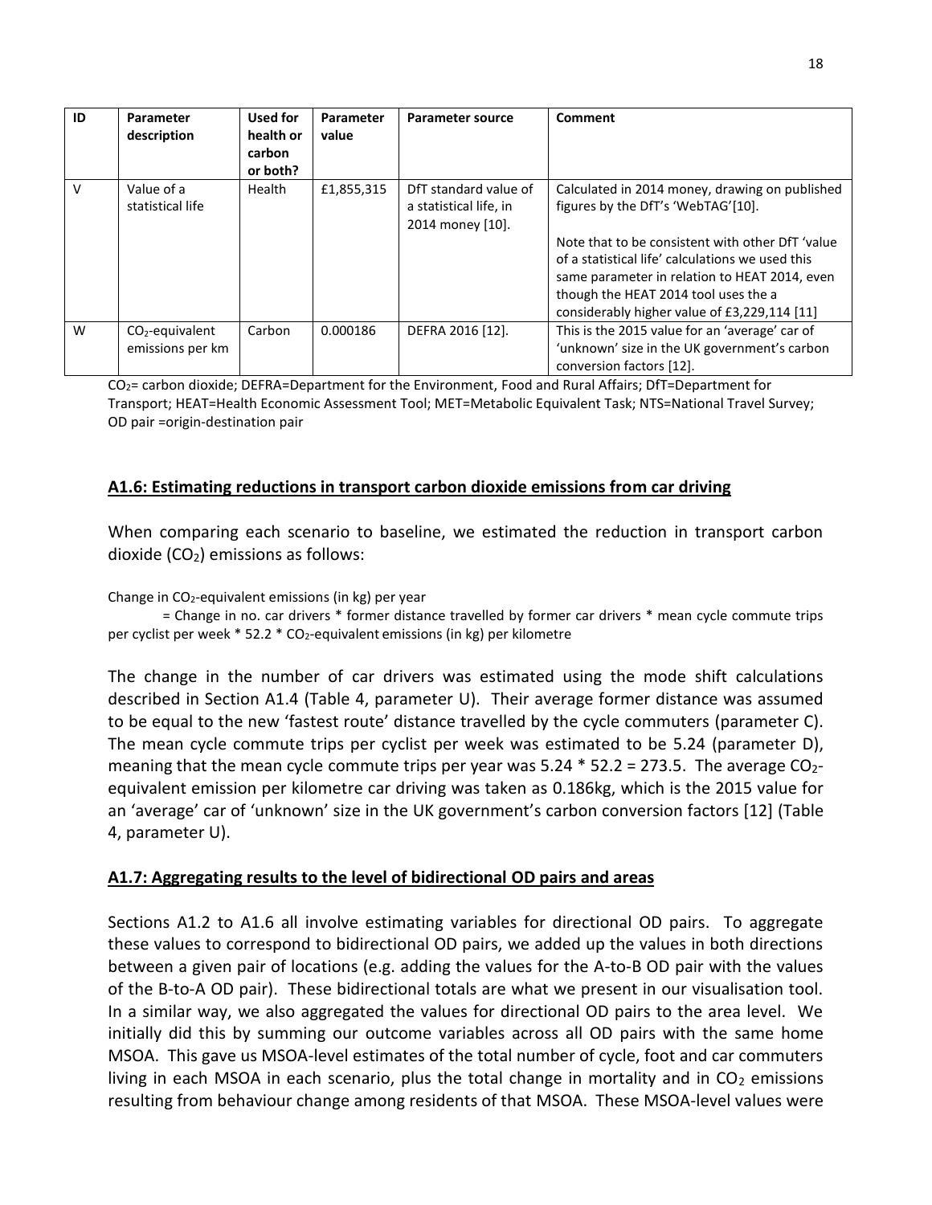| ID | Parameter description | Used for health or carbon or both? | Parameter value | Parameter source | Comment |
|---|---|---|---|---|---|
| V | Value of a statistical life | Health | £1,855,315 | DfT standard value of a statistical life, in 2014 money [10]. | Calculated in 2014 money, drawing on published figures by the DfT's 'WebTAG'[10].<br><br>Note that to be consistent with other DfT 'value of a statistical life' calculations we used this same parameter in relation to HEAT 2014, even though the HEAT 2014 tool uses the a considerably higher value of £3,229,114 [11] |
| W | $CO_2$-equivalent emissions per km | Carbon | 0.000186 | DEFRA 2016 [12]. | This is the 2015 value for an 'average' car of 'unknown' size in the UK government's carbon conversion factors [12]. |

$CO_2$= carbon dioxide; DEFRA=Department for the Environment, Food and Rural Affairs; DfT=Department for Transport; HEAT=Health Economic Assessment Tool; MET=Metabolic Equivalent Task; NTS=National Travel Survey; OD pair =origin-destination pair

## A1.6: Estimating reductions in transport carbon dioxide emissions from car driving

When comparing each scenario to baseline, we estimated the reduction in transport carbon dioxide ($CO_2$) emissions as follows:

Change in $CO_2$-equivalent emissions (in kg) per year

= Change in no. car drivers * former distance travelled by former car drivers * mean cycle commute trips per cyclist per week * 52.2 * $CO_2$-equivalent emissions (in kg) per kilometre

The change in the number of car drivers was estimated using the mode shift calculations described in Section A1.4 (Table 4, parameter U). Their average former distance was assumed to be equal to the new 'fastest route' distance travelled by the cycle commuters (parameter C). The mean cycle commute trips per cyclist per week was estimated to be 5.24 (parameter D), meaning that the mean cycle commute trips per year was 5.24 * 52.2 = 273.5. The average $CO_2$-equivalent emission per kilometre car driving was taken as 0.186kg, which is the 2015 value for an 'average' car of 'unknown' size in the UK government's carbon conversion factors [12] (Table 4, parameter U).

## A1.7: Aggregating results to the level of bidirectional OD pairs and areas

Sections A1.2 to A1.6 all involve estimating variables for directional OD pairs. To aggregate these values to correspond to bidirectional OD pairs, we added up the values in both directions between a given pair of locations (e.g. adding the values for the A-to-B OD pair with the values of the B-to-A OD pair). These bidirectional totals are what we present in our visualisation tool. In a similar way, we also aggregated the values for directional OD pairs to the area level. We initially did this by summing our outcome variables across all OD pairs with the same home MSOA. This gave us MSOA-level estimates of the total number of cycle, foot and car commuters living in each MSOA in each scenario, plus the total change in mortality and in $CO_2$ emissions resulting from behaviour change among residents of that MSOA. These MSOA-level values were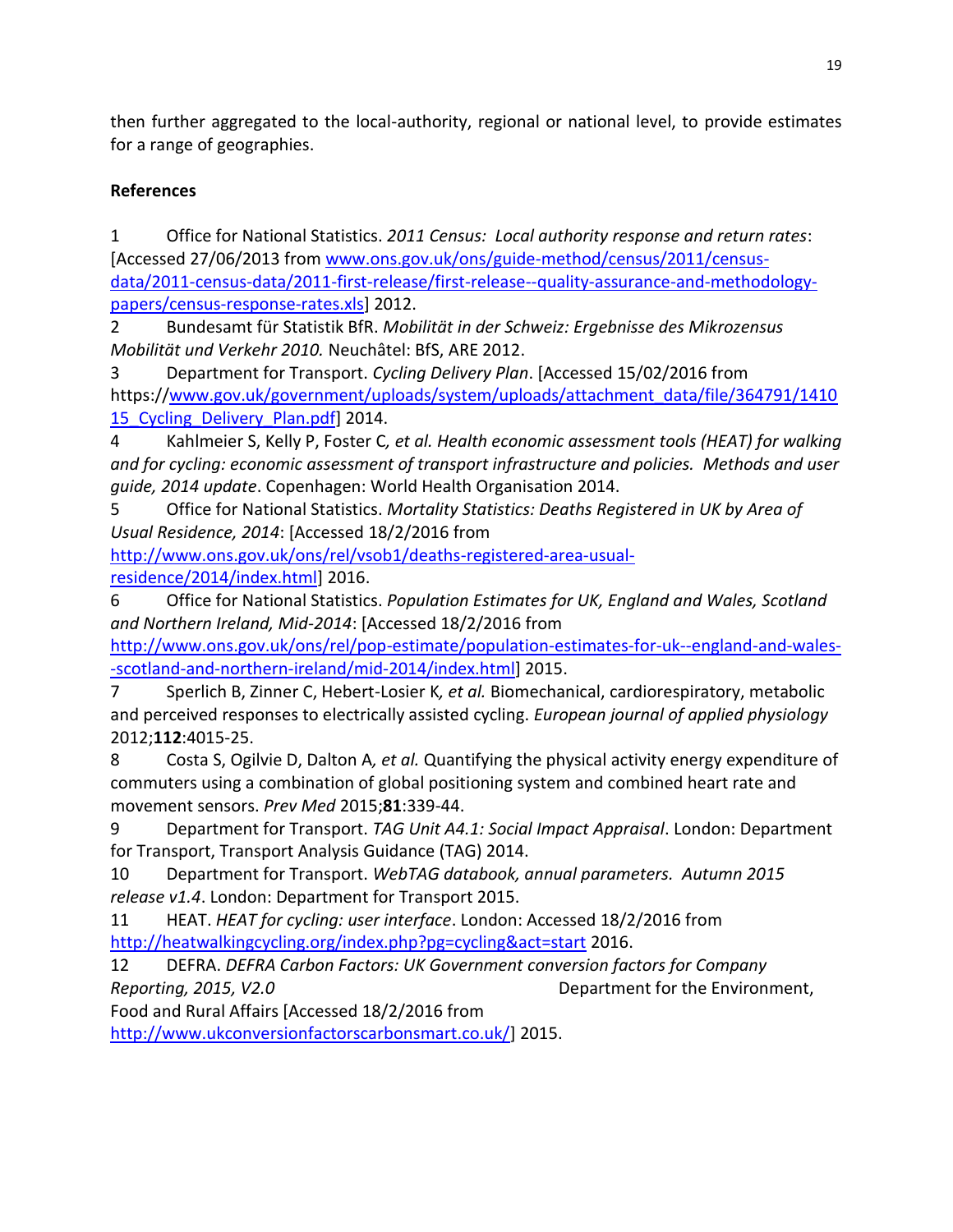then further aggregated to the local-authority, regional or national level, to provide estimates for a range of geographies.

**References**

1 Office for National Statistics. *2011 Census: Local authority response and return rates*: [Accessed 27/06/2013 from www.ons.gov.uk/ons/guide-method/census/2011/census-data/2011-census-data/2011-first-release/first-release--quality-assurance-and-methodology-papers/census-response-rates.xls] 2012.

2 Bundesamt für Statistik BfR. *Mobilität in der Schweiz: Ergebnisse des Mikrozensus Mobilität und Verkehr 2010.* Neuchâtel: BfS, ARE 2012.

3 Department for Transport. *Cycling Delivery Plan*. [Accessed 15/02/2016 from https://www.gov.uk/government/uploads/system/uploads/attachment_data/file/364791/141015_Cycling_Delivery_Plan.pdf] 2014.

4 Kahlmeier S, Kelly P, Foster C*, et al. Health economic assessment tools (HEAT) for walking and for cycling: economic assessment of transport infrastructure and policies. Methods and user guide, 2014 update*. Copenhagen: World Health Organisation 2014.

5 Office for National Statistics. *Mortality Statistics: Deaths Registered in UK by Area of Usual Residence, 2014*: [Accessed 18/2/2016 from http://www.ons.gov.uk/ons/rel/vsob1/deaths-registered-area-usual-residence/2014/index.html] 2016.

6 Office for National Statistics. *Population Estimates for UK, England and Wales, Scotland and Northern Ireland, Mid-2014*: [Accessed 18/2/2016 from http://www.ons.gov.uk/ons/rel/pop-estimate/population-estimates-for-uk--england-and-wales--scotland-and-northern-ireland/mid-2014/index.html] 2015.

7 Sperlich B, Zinner C, Hebert-Losier K*, et al.* Biomechanical, cardiorespiratory, metabolic and perceived responses to electrically assisted cycling. *European journal of applied physiology* 2012;**112**:4015-25.

8 Costa S, Ogilvie D, Dalton A*, et al.* Quantifying the physical activity energy expenditure of commuters using a combination of global positioning system and combined heart rate and movement sensors. *Prev Med* 2015;**81**:339-44.

9 Department for Transport. *TAG Unit A4.1: Social Impact Appraisal*. London: Department for Transport, Transport Analysis Guidance (TAG) 2014.

10 Department for Transport. *WebTAG databook, annual parameters. Autumn 2015 release v1.4*. London: Department for Transport 2015.

11 HEAT. *HEAT for cycling: user interface*. London: Accessed 18/2/2016 from http://heatwalkingcycling.org/index.php?pg=cycling&act=start 2016.

12 DEFRA. *DEFRA Carbon Factors: UK Government conversion factors for Company Reporting, 2015, V2.0* Department for the Environment, Food and Rural Affairs [Accessed 18/2/2016 from http://www.ukconversionfactorscarbonsmart.co.uk/] 2015.